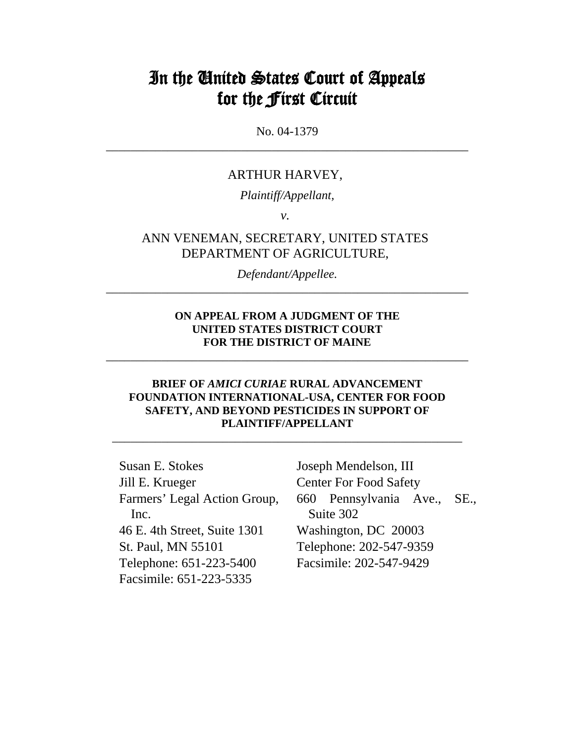# In the United States Court of Appeals for the First Circuit

No. 04-1379

---

ARTHUR HARVEY,

*Plaintiff/Appellant,*

*v.*

ANN VENEMAN, SECRETARY, UNITED STATES DEPARTMENT OF AGRICULTURE,

*Defendant/Appellee.*

---

**ON APPEAL FROM A JUDGMENT OF THE UNITED STATES DISTRICT COURT FOR THE DISTRICT OF MAINE**

---

**BRIEF OF *AMICI CURIAE* RURAL ADVANCEMENT FOUNDATION INTERNATIONAL-USA, CENTER FOR FOOD SAFETY, AND BEYOND PESTICIDES IN SUPPORT OF PLAINTIFF/APPELLANT**

---

Susan E. Stokes
Jill E. Krueger
Farmers' Legal Action Group, Inc.
46 E. 4th Street, Suite 1301
St. Paul, MN 55101
Telephone: 651-223-5400
Facsimile: 651-223-5335

Joseph Mendelson, III
Center For Food Safety
660 Pennsylvania Ave., SE., Suite 302
Washington, DC 20003
Telephone: 202-547-9359
Facsimile: 202-547-9429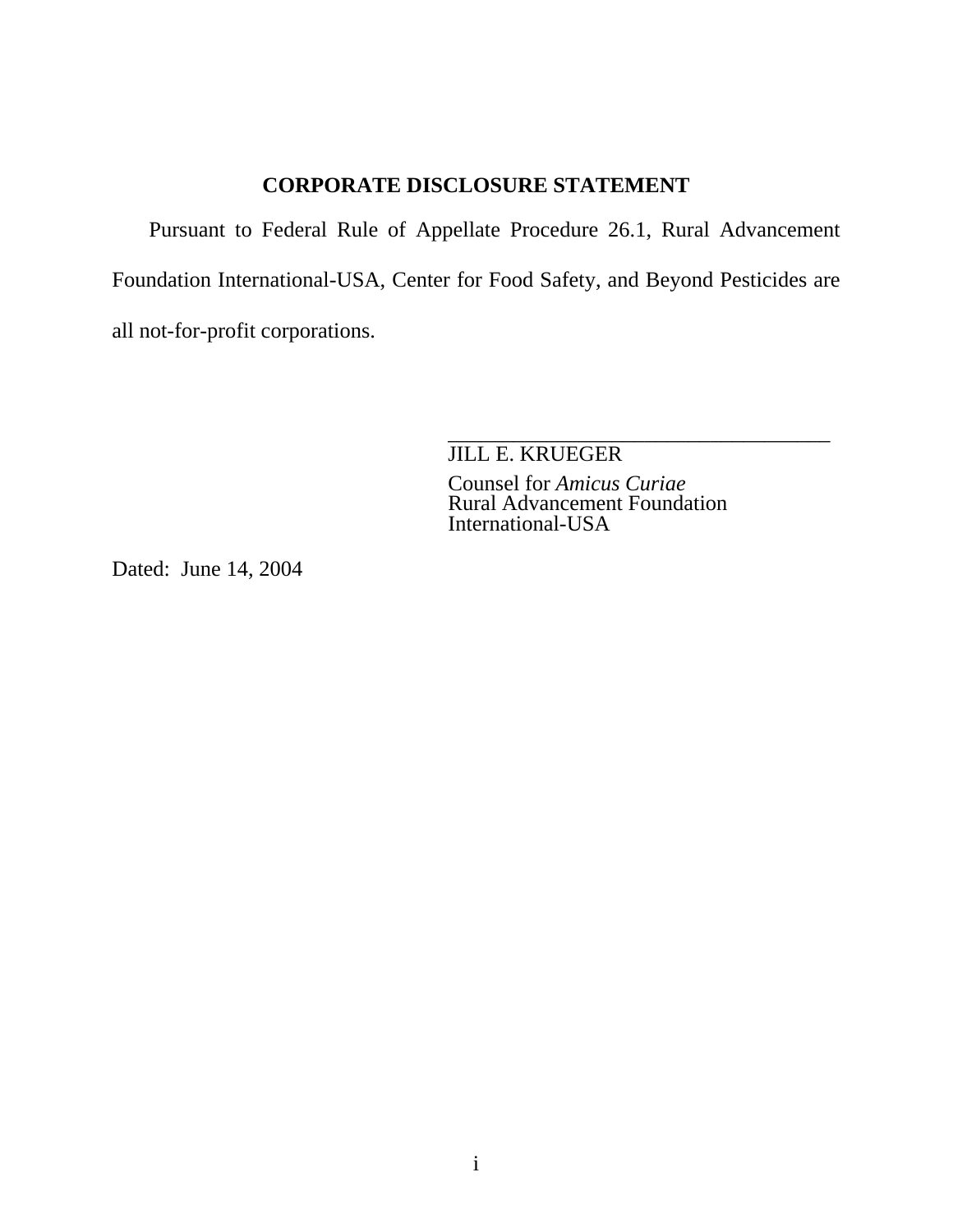## CORPORATE DISCLOSURE STATEMENT

Pursuant to Federal Rule of Appellate Procedure 26.1, Rural Advancement Foundation International-USA, Center for Food Safety, and Beyond Pesticides are all not-for-profit corporations.

_____________________________________
JILL E. KRUEGER
Counsel for *Amicus Curiae*
Rural Advancement Foundation
International-USA

Dated: June 14, 2004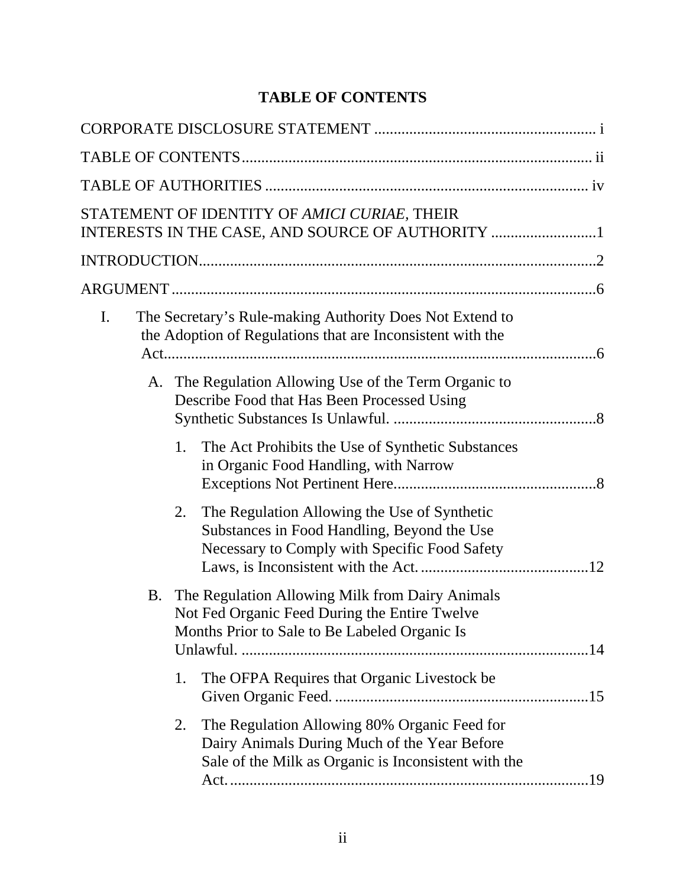# TABLE OF CONTENTS

CORPORATE DISCLOSURE STATEMENT ........................................................ i

TABLE OF CONTENTS......................................................................................... ii

TABLE OF AUTHORITIES ................................................................................. iv

STATEMENT OF IDENTITY OF *AMICI CURIAE*, THEIR INTERESTS IN THE CASE, AND SOURCE OF AUTHORITY ...........................1

INTRODUCTION.....................................................................................................2

ARGUMENT ............................................................................................................6

- I. The Secretary's Rule-making Authority Does Not Extend to the Adoption of Regulations that are Inconsistent with the Act.............................................................................................................6
  - A. The Regulation Allowing Use of the Term Organic to Describe Food that Has Been Processed Using Synthetic Substances Is Unlawful. ....................................................8
    - 1. The Act Prohibits the Use of Synthetic Substances in Organic Food Handling, with Narrow Exceptions Not Pertinent Here....................................................8
    - 2. The Regulation Allowing the Use of Synthetic Substances in Food Handling, Beyond the Use Necessary to Comply with Specific Food Safety Laws, is Inconsistent with the Act. ...........................................12
  - B. The Regulation Allowing Milk from Dairy Animals Not Fed Organic Feed During the Entire Twelve Months Prior to Sale to Be Labeled Organic Is Unlawful. ........................................................................................14
    - 1. The OFPA Requires that Organic Livestock be Given Organic Feed. ................................................................15
    - 2. The Regulation Allowing 80% Organic Feed for Dairy Animals During Much of the Year Before Sale of the Milk as Organic is Inconsistent with the Act. ..........................................................................................19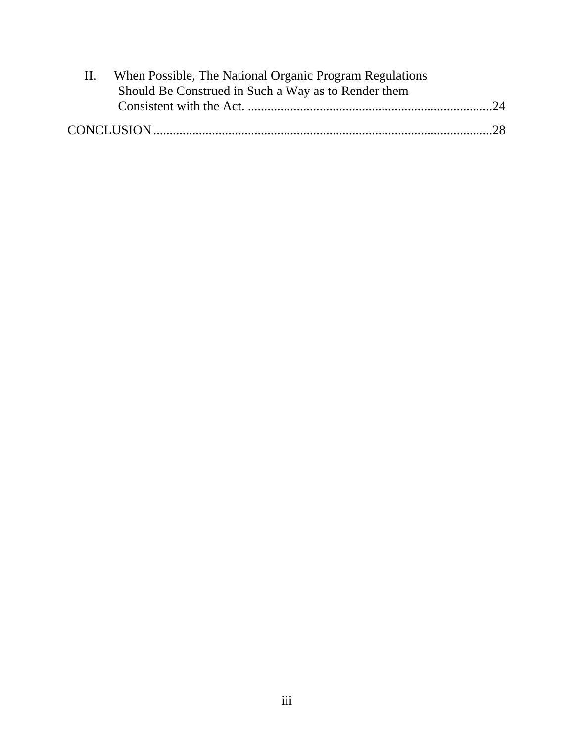II. When Possible, The National Organic Program Regulations Should Be Construed in Such a Way as to Render them Consistent with the Act. ..........................................................................24

CONCLUSION......................................................................................................28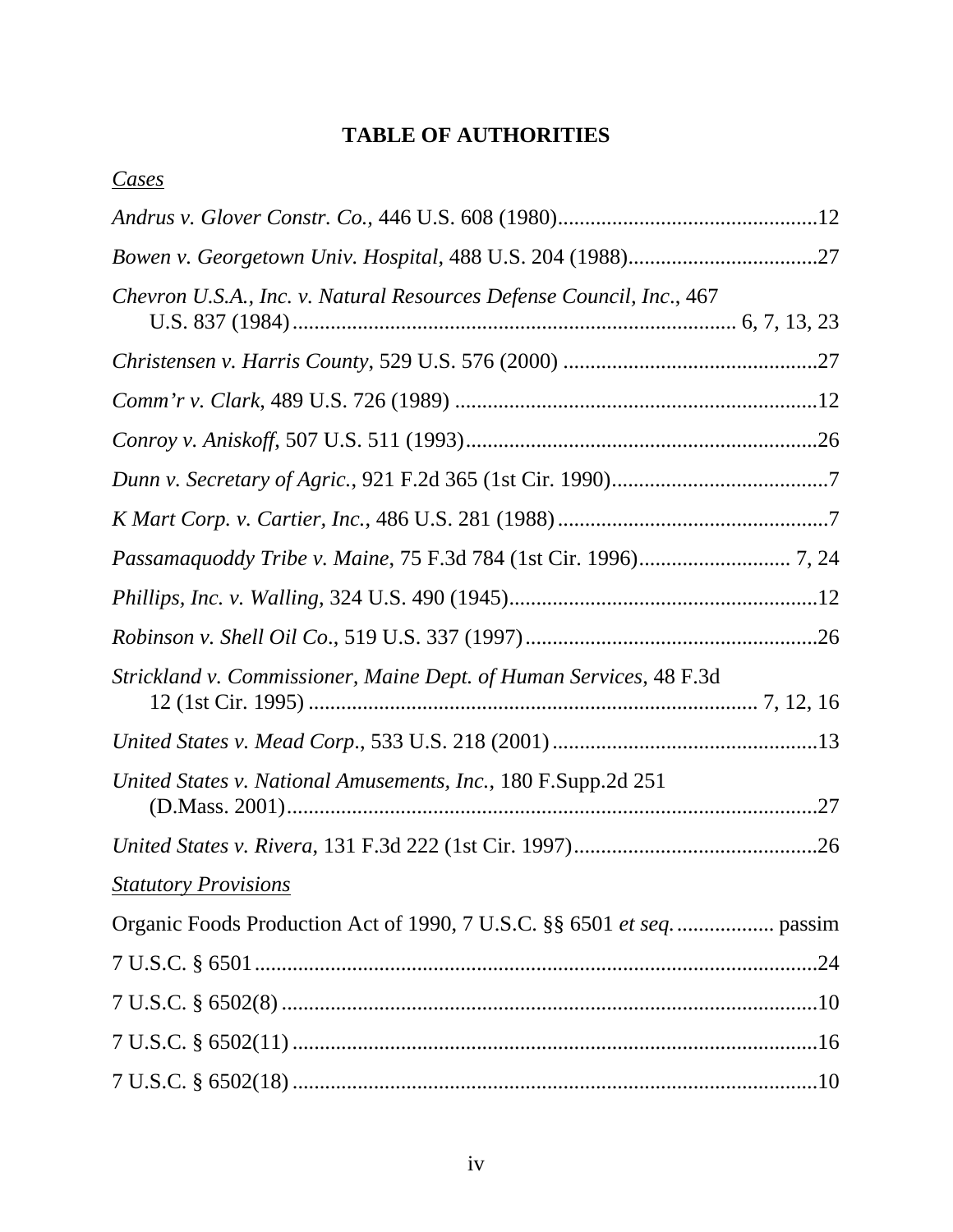# TABLE OF AUTHORITIES

*Cases*

*Andrus v. Glover Constr. Co.*, 446 U.S. 608 (1980)................................................12

*Bowen v. Georgetown Univ. Hospital*, 488 U.S. 204 (1988)...................................27

*Chevron U.S.A., Inc. v. Natural Resources Defense Council, Inc.*, 467 U.S. 837 (1984)................................................................................. 6, 7, 13, 23

*Christensen v. Harris County*, 529 U.S. 576 (2000) ...............................................27

*Comm'r v. Clark*, 489 U.S. 726 (1989) ..................................................................12

*Conroy v. Aniskoff*, 507 U.S. 511 (1993)................................................................26

*Dunn v. Secretary of Agric.*, 921 F.2d 365 (1st Cir. 1990)........................................7

*K Mart Corp. v. Cartier, Inc.*, 486 U.S. 281 (1988)..................................................7

*Passamaquoddy Tribe v. Maine*, 75 F.3d 784 (1st Cir. 1996)............................ 7, 24

*Phillips, Inc. v. Walling*, 324 U.S. 490 (1945).........................................................12

*Robinson v. Shell Oil Co*., 519 U.S. 337 (1997)......................................................26

*Strickland v. Commissioner, Maine Dept. of Human Services*, 48 F.3d 12 (1st Cir. 1995) ................................................................................. 7, 12, 16

*United States v. Mead Corp*., 533 U.S. 218 (2001).................................................13

*United States v. National Amusements, Inc.*, 180 F.Supp.2d 251 (D.Mass. 2001).................................................................................................27

*United States v. Rivera*, 131 F.3d 222 (1st Cir. 1997).............................................26

*Statutory Provisions*

Organic Foods Production Act of 1990, 7 U.S.C. §§ 6501 *et seq.* .................. passim

7 U.S.C. § 6501........................................................................................................24

7 U.S.C. § 6502(8) ..................................................................................................10

7 U.S.C. § 6502(11) ................................................................................................16

7 U.S.C. § 6502(18) ................................................................................................10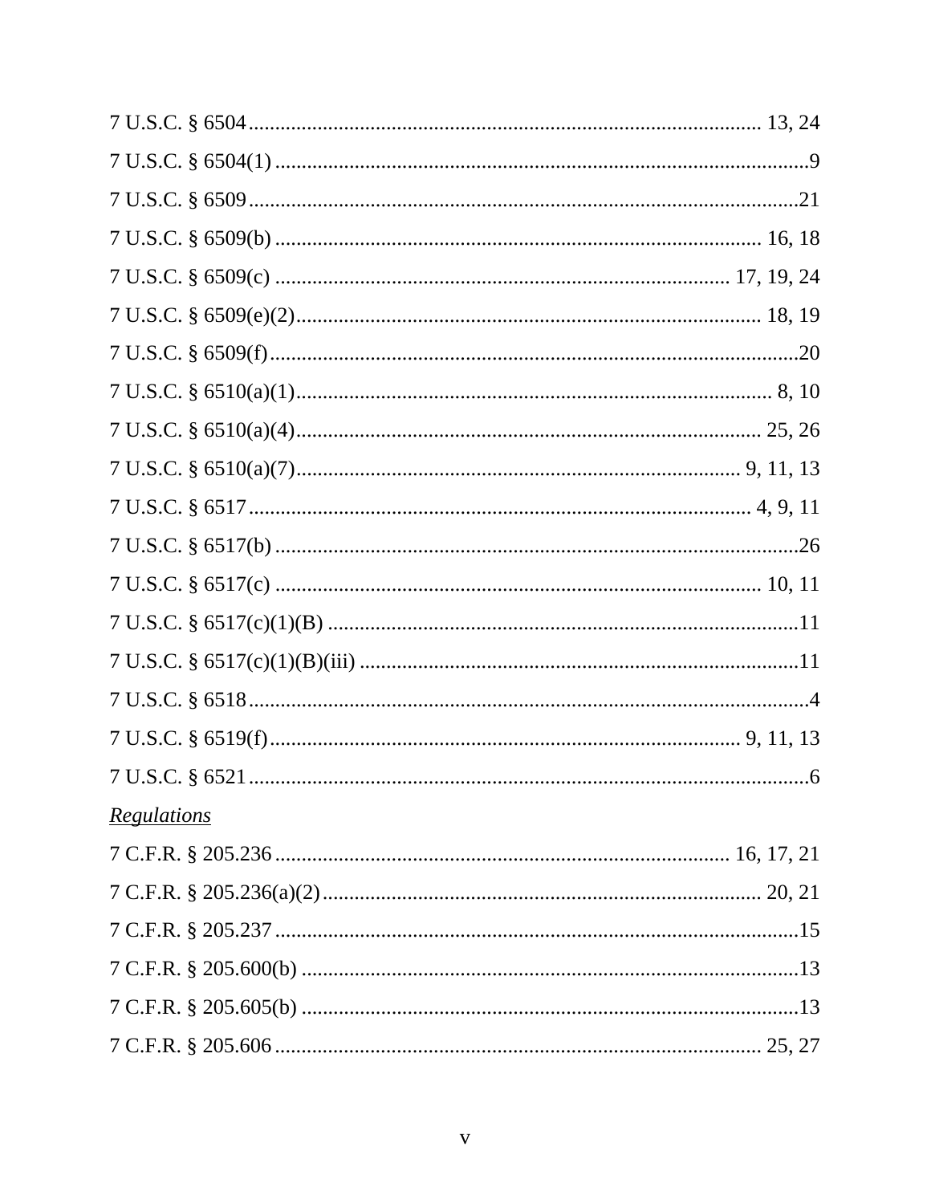7 U.S.C. § 6504 .......................................................................................... 13, 24

7 U.S.C. § 6504(1) .......................................................................................... 9

7 U.S.C. § 6509 .......................................................................................... 21

7 U.S.C. § 6509(b) .......................................................................................... 16, 18

7 U.S.C. § 6509(c) .......................................................................................... 17, 19, 24

7 U.S.C. § 6509(e)(2) .......................................................................................... 18, 19

7 U.S.C. § 6509(f) .......................................................................................... 20

7 U.S.C. § 6510(a)(1) .......................................................................................... 8, 10

7 U.S.C. § 6510(a)(4) .......................................................................................... 25, 26

7 U.S.C. § 6510(a)(7) .......................................................................................... 9, 11, 13

7 U.S.C. § 6517 .......................................................................................... 4, 9, 11

7 U.S.C. § 6517(b) .......................................................................................... 26

7 U.S.C. § 6517(c) .......................................................................................... 10, 11

7 U.S.C. § 6517(c)(1)(B) .......................................................................................... 11

7 U.S.C. § 6517(c)(1)(B)(iii) .......................................................................................... 11

7 U.S.C. § 6518 .......................................................................................... 4

7 U.S.C. § 6519(f) .......................................................................................... 9, 11, 13

7 U.S.C. § 6521 .......................................................................................... 6

*Regulations*

7 C.F.R. § 205.236 .......................................................................................... 16, 17, 21

7 C.F.R. § 205.236(a)(2) .......................................................................................... 20, 21

7 C.F.R. § 205.237 .......................................................................................... 15

7 C.F.R. § 205.600(b) .......................................................................................... 13

7 C.F.R. § 205.605(b) .......................................................................................... 13

7 C.F.R. § 205.606 .......................................................................................... 25, 27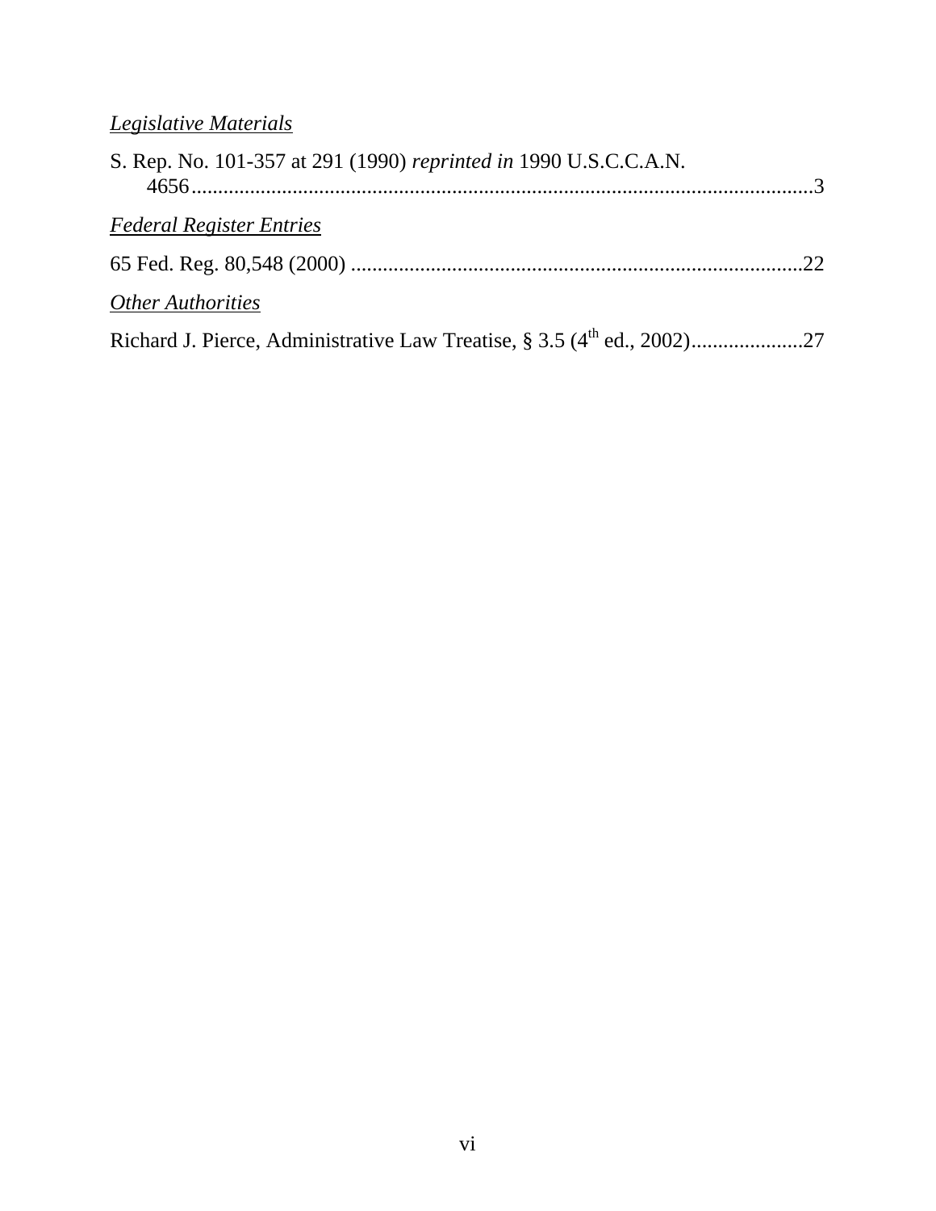*Legislative Materials*

S. Rep. No. 101-357 at 291 (1990) *reprinted in* 1990 U.S.C.C.A.N. 4656....................................................................................................................3

*Federal Register Entries*

65 Fed. Reg. 80,548 (2000) ....................................................................................22

*Other Authorities*

Richard J. Pierce, Administrative Law Treatise, § 3.5 (4th ed., 2002).....................27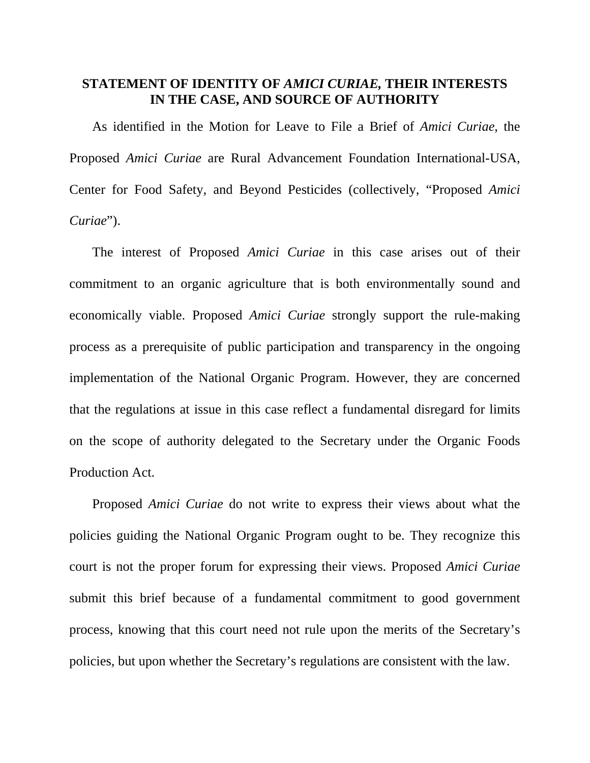## STATEMENT OF IDENTITY OF *AMICI CURIAE*, THEIR INTERESTS IN THE CASE, AND SOURCE OF AUTHORITY

As identified in the Motion for Leave to File a Brief of *Amici Curiae,* the Proposed *Amici Curiae* are Rural Advancement Foundation International-USA, Center for Food Safety, and Beyond Pesticides (collectively, "Proposed *Amici Curiae*").

The interest of Proposed *Amici Curiae* in this case arises out of their commitment to an organic agriculture that is both environmentally sound and economically viable. Proposed *Amici Curiae* strongly support the rule-making process as a prerequisite of public participation and transparency in the ongoing implementation of the National Organic Program. However, they are concerned that the regulations at issue in this case reflect a fundamental disregard for limits on the scope of authority delegated to the Secretary under the Organic Foods Production Act.

Proposed *Amici Curiae* do not write to express their views about what the policies guiding the National Organic Program ought to be. They recognize this court is not the proper forum for expressing their views. Proposed *Amici Curiae* submit this brief because of a fundamental commitment to good government process, knowing that this court need not rule upon the merits of the Secretary's policies, but upon whether the Secretary's regulations are consistent with the law.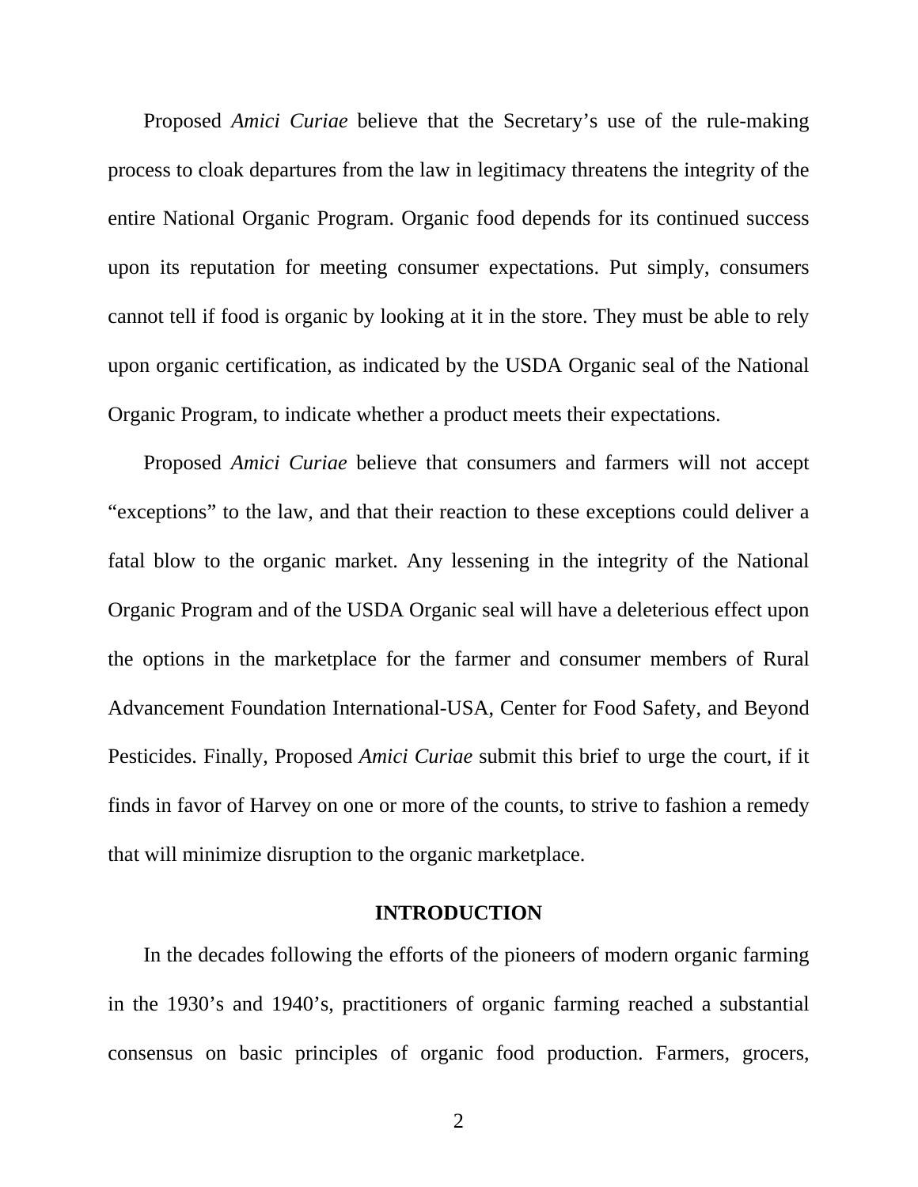Proposed *Amici Curiae* believe that the Secretary's use of the rule-making process to cloak departures from the law in legitimacy threatens the integrity of the entire National Organic Program. Organic food depends for its continued success upon its reputation for meeting consumer expectations. Put simply, consumers cannot tell if food is organic by looking at it in the store. They must be able to rely upon organic certification, as indicated by the USDA Organic seal of the National Organic Program, to indicate whether a product meets their expectations.

Proposed *Amici Curiae* believe that consumers and farmers will not accept "exceptions" to the law, and that their reaction to these exceptions could deliver a fatal blow to the organic market. Any lessening in the integrity of the National Organic Program and of the USDA Organic seal will have a deleterious effect upon the options in the marketplace for the farmer and consumer members of Rural Advancement Foundation International-USA, Center for Food Safety, and Beyond Pesticides. Finally, Proposed *Amici Curiae* submit this brief to urge the court, if it finds in favor of Harvey on one or more of the counts, to strive to fashion a remedy that will minimize disruption to the organic marketplace.

## INTRODUCTION

In the decades following the efforts of the pioneers of modern organic farming in the 1930's and 1940's, practitioners of organic farming reached a substantial consensus on basic principles of organic food production. Farmers, grocers,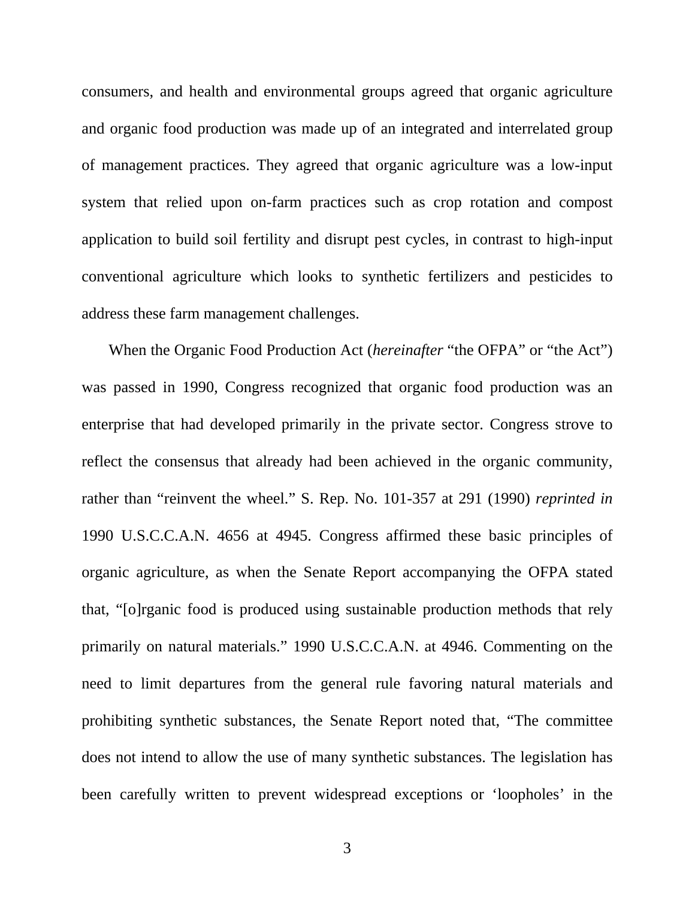consumers, and health and environmental groups agreed that organic agriculture and organic food production was made up of an integrated and interrelated group of management practices. They agreed that organic agriculture was a low-input system that relied upon on-farm practices such as crop rotation and compost application to build soil fertility and disrupt pest cycles, in contrast to high-input conventional agriculture which looks to synthetic fertilizers and pesticides to address these farm management challenges.

When the Organic Food Production Act (*hereinafter* "the OFPA" or "the Act") was passed in 1990, Congress recognized that organic food production was an enterprise that had developed primarily in the private sector. Congress strove to reflect the consensus that already had been achieved in the organic community, rather than "reinvent the wheel." S. Rep. No. 101-357 at 291 (1990) *reprinted in* 1990 U.S.C.C.A.N. 4656 at 4945. Congress affirmed these basic principles of organic agriculture, as when the Senate Report accompanying the OFPA stated that, "[o]rganic food is produced using sustainable production methods that rely primarily on natural materials." 1990 U.S.C.C.A.N. at 4946. Commenting on the need to limit departures from the general rule favoring natural materials and prohibiting synthetic substances, the Senate Report noted that, "The committee does not intend to allow the use of many synthetic substances. The legislation has been carefully written to prevent widespread exceptions or 'loopholes' in the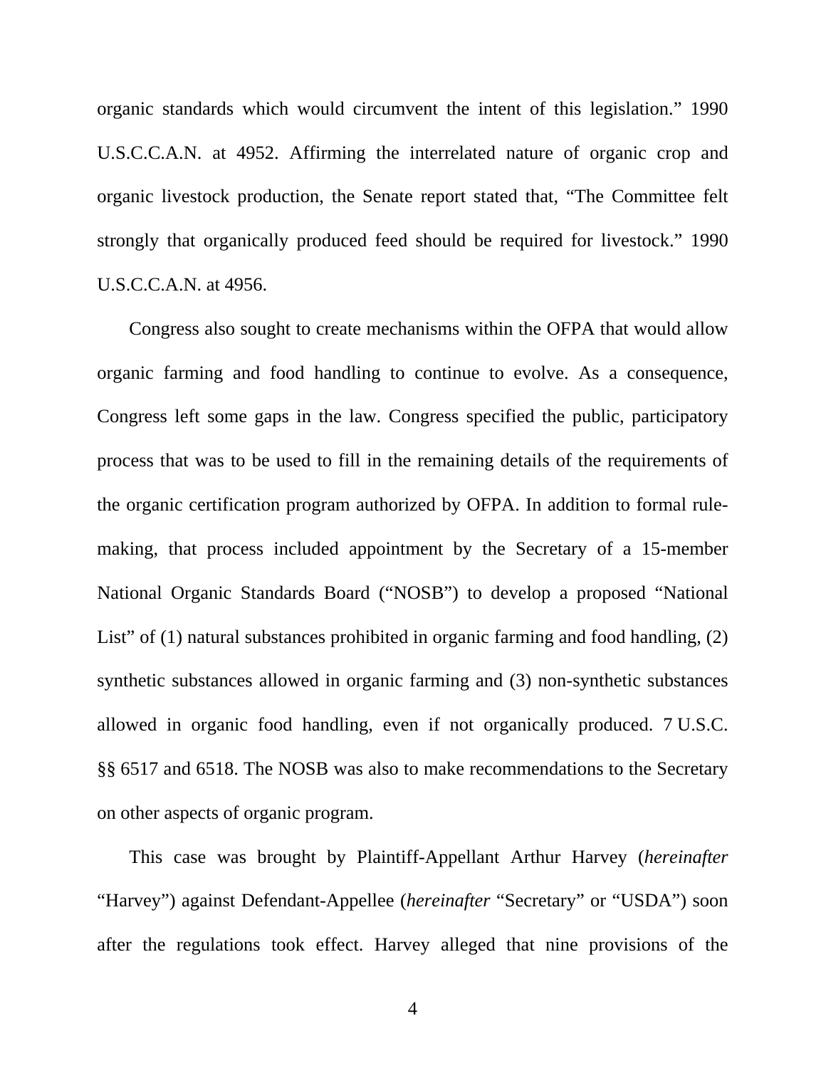organic standards which would circumvent the intent of this legislation." 1990 U.S.C.C.A.N. at 4952. Affirming the interrelated nature of organic crop and organic livestock production, the Senate report stated that, "The Committee felt strongly that organically produced feed should be required for livestock." 1990 U.S.C.C.A.N. at 4956.

Congress also sought to create mechanisms within the OFPA that would allow organic farming and food handling to continue to evolve. As a consequence, Congress left some gaps in the law. Congress specified the public, participatory process that was to be used to fill in the remaining details of the requirements of the organic certification program authorized by OFPA. In addition to formal rule-making, that process included appointment by the Secretary of a 15-member National Organic Standards Board ("NOSB") to develop a proposed "National List" of (1) natural substances prohibited in organic farming and food handling, (2) synthetic substances allowed in organic farming and (3) non-synthetic substances allowed in organic food handling, even if not organically produced. 7 U.S.C. §§ 6517 and 6518. The NOSB was also to make recommendations to the Secretary on other aspects of organic program.

This case was brought by Plaintiff-Appellant Arthur Harvey (*hereinafter* "Harvey") against Defendant-Appellee (*hereinafter* "Secretary" or "USDA") soon after the regulations took effect. Harvey alleged that nine provisions of the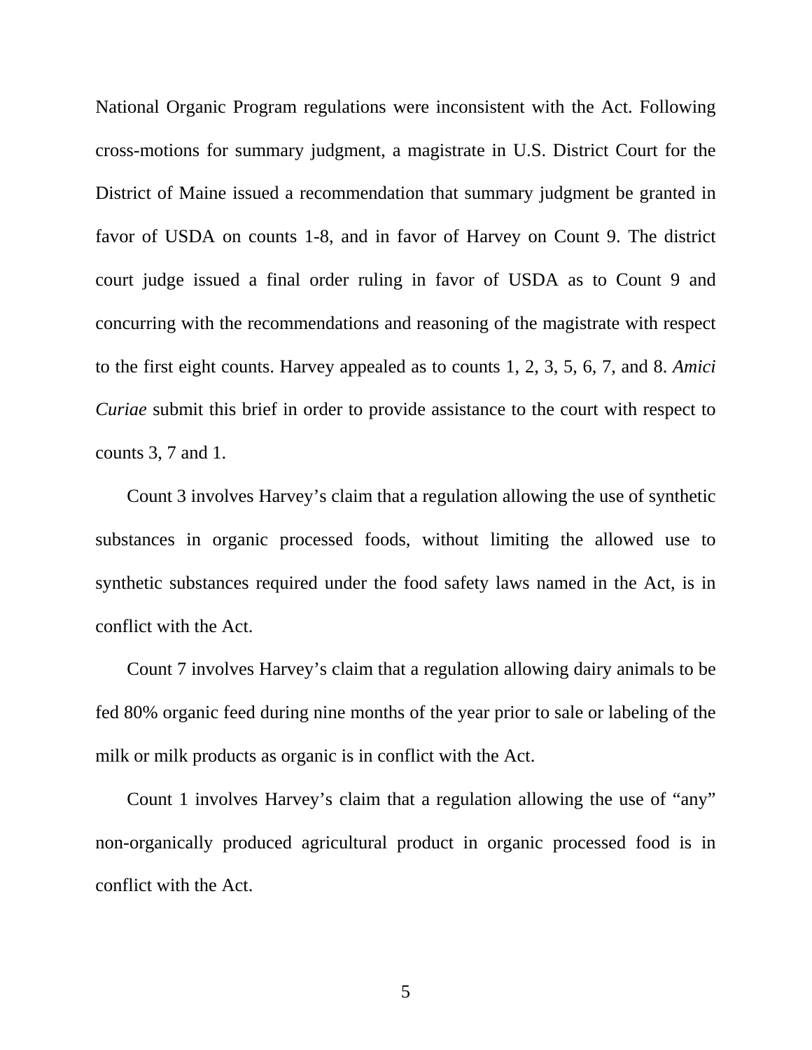National Organic Program regulations were inconsistent with the Act. Following cross-motions for summary judgment, a magistrate in U.S. District Court for the District of Maine issued a recommendation that summary judgment be granted in favor of USDA on counts 1-8, and in favor of Harvey on Count 9. The district court judge issued a final order ruling in favor of USDA as to Count 9 and concurring with the recommendations and reasoning of the magistrate with respect to the first eight counts. Harvey appealed as to counts 1, 2, 3, 5, 6, 7, and 8. *Amici Curiae* submit this brief in order to provide assistance to the court with respect to counts 3, 7 and 1.

Count 3 involves Harvey's claim that a regulation allowing the use of synthetic substances in organic processed foods, without limiting the allowed use to synthetic substances required under the food safety laws named in the Act, is in conflict with the Act.

Count 7 involves Harvey's claim that a regulation allowing dairy animals to be fed 80% organic feed during nine months of the year prior to sale or labeling of the milk or milk products as organic is in conflict with the Act.

Count 1 involves Harvey's claim that a regulation allowing the use of "any" non-organically produced agricultural product in organic processed food is in conflict with the Act.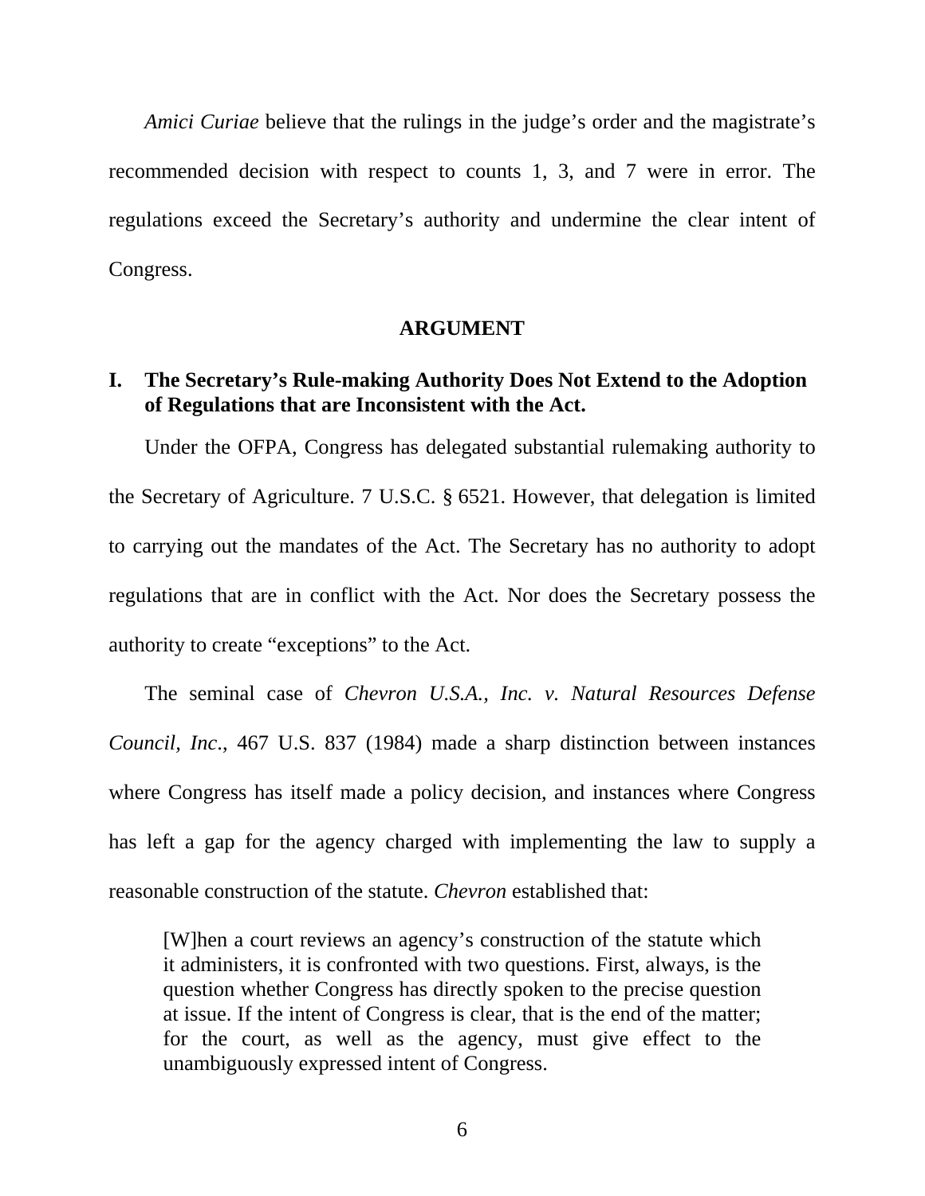*Amici Curiae* believe that the rulings in the judge's order and the magistrate's recommended decision with respect to counts 1, 3, and 7 were in error. The regulations exceed the Secretary's authority and undermine the clear intent of Congress.

## ARGUMENT

### I. The Secretary's Rule-making Authority Does Not Extend to the Adoption of Regulations that are Inconsistent with the Act.

Under the OFPA, Congress has delegated substantial rulemaking authority to the Secretary of Agriculture. 7 U.S.C. § 6521. However, that delegation is limited to carrying out the mandates of the Act. The Secretary has no authority to adopt regulations that are in conflict with the Act. Nor does the Secretary possess the authority to create "exceptions" to the Act.

The seminal case of *Chevron U.S.A., Inc. v. Natural Resources Defense Council, Inc*., 467 U.S. 837 (1984) made a sharp distinction between instances where Congress has itself made a policy decision, and instances where Congress has left a gap for the agency charged with implementing the law to supply a reasonable construction of the statute. *Chevron* established that:

> [W]hen a court reviews an agency's construction of the statute which it administers, it is confronted with two questions. First, always, is the question whether Congress has directly spoken to the precise question at issue. If the intent of Congress is clear, that is the end of the matter; for the court, as well as the agency, must give effect to the unambiguously expressed intent of Congress.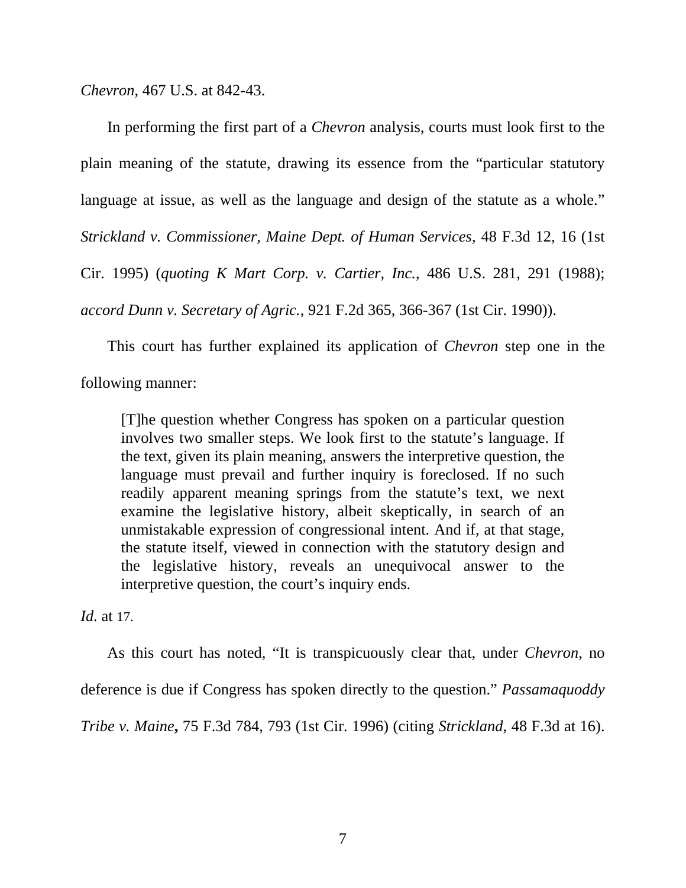*Chevron*, 467 U.S. at 842-43.

In performing the first part of a *Chevron* analysis, courts must look first to the plain meaning of the statute, drawing its essence from the "particular statutory language at issue, as well as the language and design of the statute as a whole." *Strickland v. Commissioner, Maine Dept. of Human Services*, 48 F.3d 12, 16 (1st Cir. 1995) (*quoting K Mart Corp. v. Cartier, Inc.*, 486 U.S. 281, 291 (1988); *accord Dunn v. Secretary of Agric.*, 921 F.2d 365, 366-367 (1st Cir. 1990)).

This court has further explained its application of *Chevron* step one in the following manner:

> [T]he question whether Congress has spoken on a particular question involves two smaller steps. We look first to the statute's language. If the text, given its plain meaning, answers the interpretive question, the language must prevail and further inquiry is foreclosed. If no such readily apparent meaning springs from the statute's text, we next examine the legislative history, albeit skeptically, in search of an unmistakable expression of congressional intent. And if, at that stage, the statute itself, viewed in connection with the statutory design and the legislative history, reveals an unequivocal answer to the interpretive question, the court's inquiry ends.

*Id.* at 17.

As this court has noted, "It is transpicuously clear that, under *Chevron*, no deference is due if Congress has spoken directly to the question." ***Passamaquoddy Tribe v. Maine***, 75 F.3d 784, 793 (1st Cir. 1996) (citing *Strickland*, 48 F.3d at 16).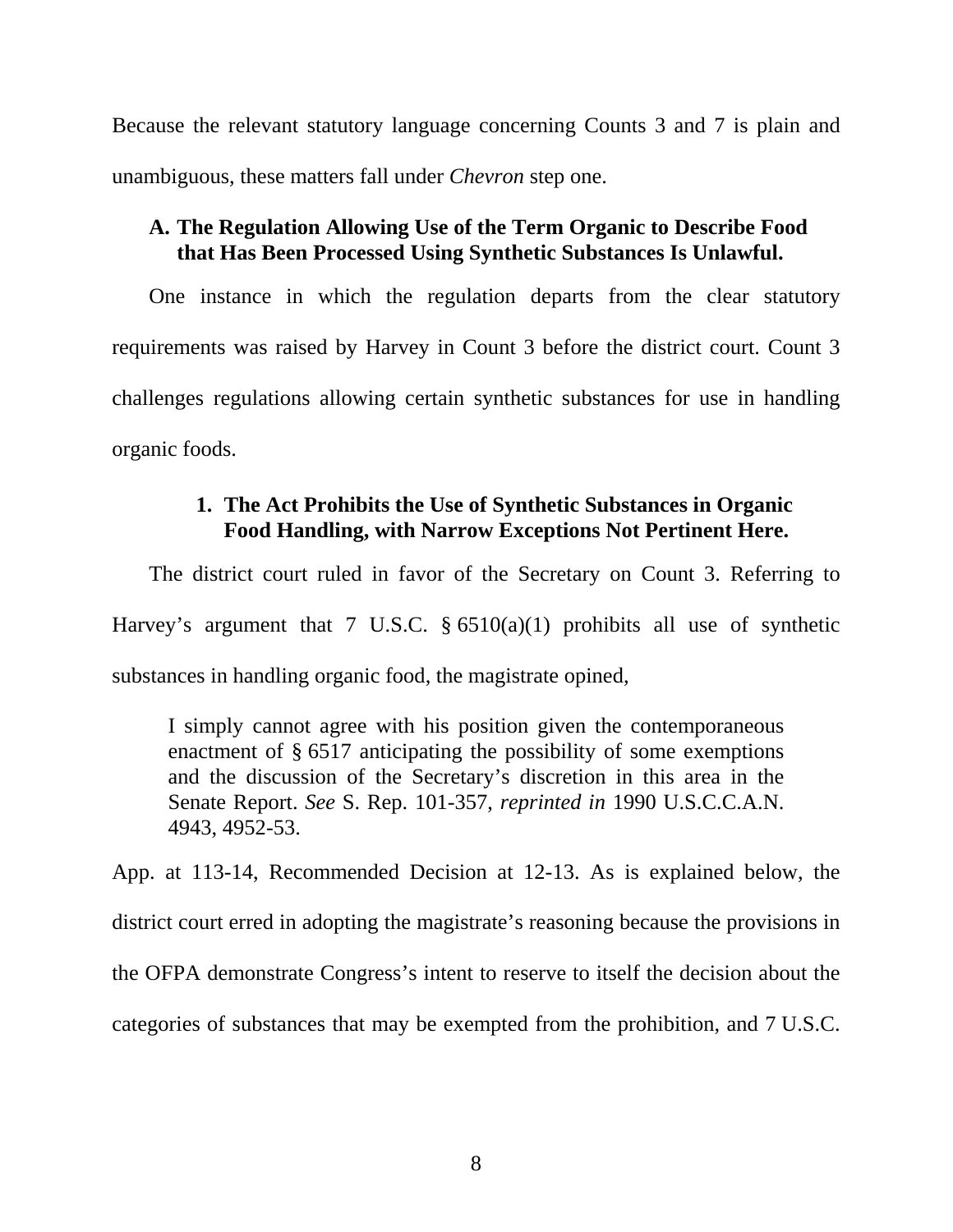Because the relevant statutory language concerning Counts 3 and 7 is plain and unambiguous, these matters fall under *Chevron* step one.

### A. The Regulation Allowing Use of the Term Organic to Describe Food that Has Been Processed Using Synthetic Substances Is Unlawful.

One instance in which the regulation departs from the clear statutory requirements was raised by Harvey in Count 3 before the district court. Count 3 challenges regulations allowing certain synthetic substances for use in handling organic foods.

#### 1. The Act Prohibits the Use of Synthetic Substances in Organic Food Handling, with Narrow Exceptions Not Pertinent Here.

The district court ruled in favor of the Secretary on Count 3. Referring to Harvey's argument that 7 U.S.C. § 6510(a)(1) prohibits all use of synthetic substances in handling organic food, the magistrate opined,

> I simply cannot agree with his position given the contemporaneous enactment of § 6517 anticipating the possibility of some exemptions and the discussion of the Secretary's discretion in this area in the Senate Report. *See* S. Rep. 101-357, *reprinted in* 1990 U.S.C.C.A.N. 4943, 4952-53.

App. at 113-14, Recommended Decision at 12-13. As is explained below, the district court erred in adopting the magistrate's reasoning because the provisions in the OFPA demonstrate Congress's intent to reserve to itself the decision about the categories of substances that may be exempted from the prohibition, and 7 U.S.C.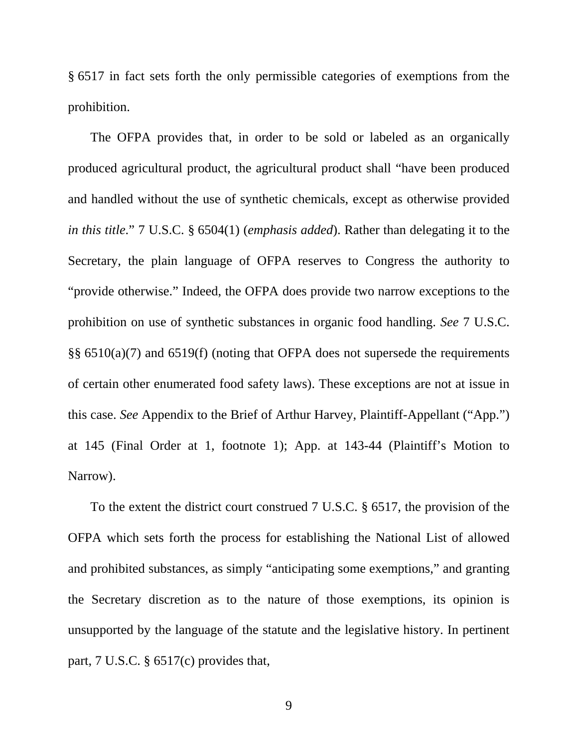§ 6517 in fact sets forth the only permissible categories of exemptions from the prohibition.

The OFPA provides that, in order to be sold or labeled as an organically produced agricultural product, the agricultural product shall "have been produced and handled without the use of synthetic chemicals, except as otherwise provided *in this title*." 7 U.S.C. § 6504(1) (*emphasis added*). Rather than delegating it to the Secretary, the plain language of OFPA reserves to Congress the authority to "provide otherwise." Indeed, the OFPA does provide two narrow exceptions to the prohibition on use of synthetic substances in organic food handling. *See* 7 U.S.C. §§ 6510(a)(7) and 6519(f) (noting that OFPA does not supersede the requirements of certain other enumerated food safety laws). These exceptions are not at issue in this case. *See* Appendix to the Brief of Arthur Harvey, Plaintiff-Appellant ("App.") at 145 (Final Order at 1, footnote 1); App. at 143-44 (Plaintiff's Motion to Narrow).

To the extent the district court construed 7 U.S.C. § 6517, the provision of the OFPA which sets forth the process for establishing the National List of allowed and prohibited substances, as simply "anticipating some exemptions," and granting the Secretary discretion as to the nature of those exemptions, its opinion is unsupported by the language of the statute and the legislative history. In pertinent part, 7 U.S.C. § 6517(c) provides that,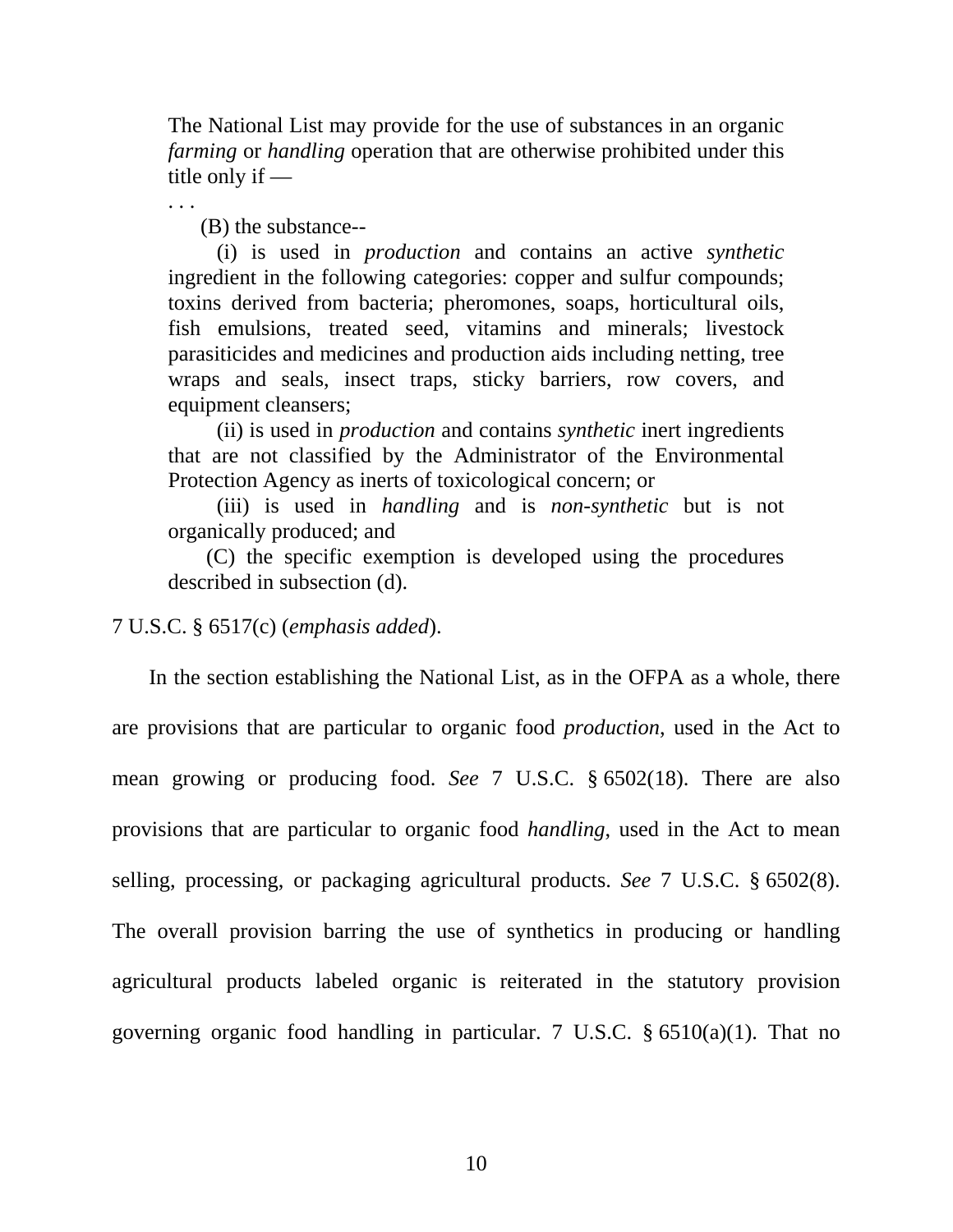> The National List may provide for the use of substances in an organic *farming* or *handling* operation that are otherwise prohibited under this title only if —
>
> . . .
>
> (B) the substance--
>
> (i) is used in *production* and contains an active *synthetic* ingredient in the following categories: copper and sulfur compounds; toxins derived from bacteria; pheromones, soaps, horticultural oils, fish emulsions, treated seed, vitamins and minerals; livestock parasiticides and medicines and production aids including netting, tree wraps and seals, insect traps, sticky barriers, row covers, and equipment cleansers;
>
> (ii) is used in *production* and contains *synthetic* inert ingredients that are not classified by the Administrator of the Environmental Protection Agency as inerts of toxicological concern; or
>
> (iii) is used in *handling* and is *non-synthetic* but is not organically produced; and
>
> (C) the specific exemption is developed using the procedures described in subsection (d).

7 U.S.C. § 6517(c) (*emphasis added*).

In the section establishing the National List, as in the OFPA as a whole, there are provisions that are particular to organic food *production*, used in the Act to mean growing or producing food. *See* 7 U.S.C. § 6502(18). There are also provisions that are particular to organic food *handling*, used in the Act to mean selling, processing, or packaging agricultural products. *See* 7 U.S.C. § 6502(8). The overall provision barring the use of synthetics in producing or handling agricultural products labeled organic is reiterated in the statutory provision governing organic food handling in particular. 7 U.S.C. § 6510(a)(1). That no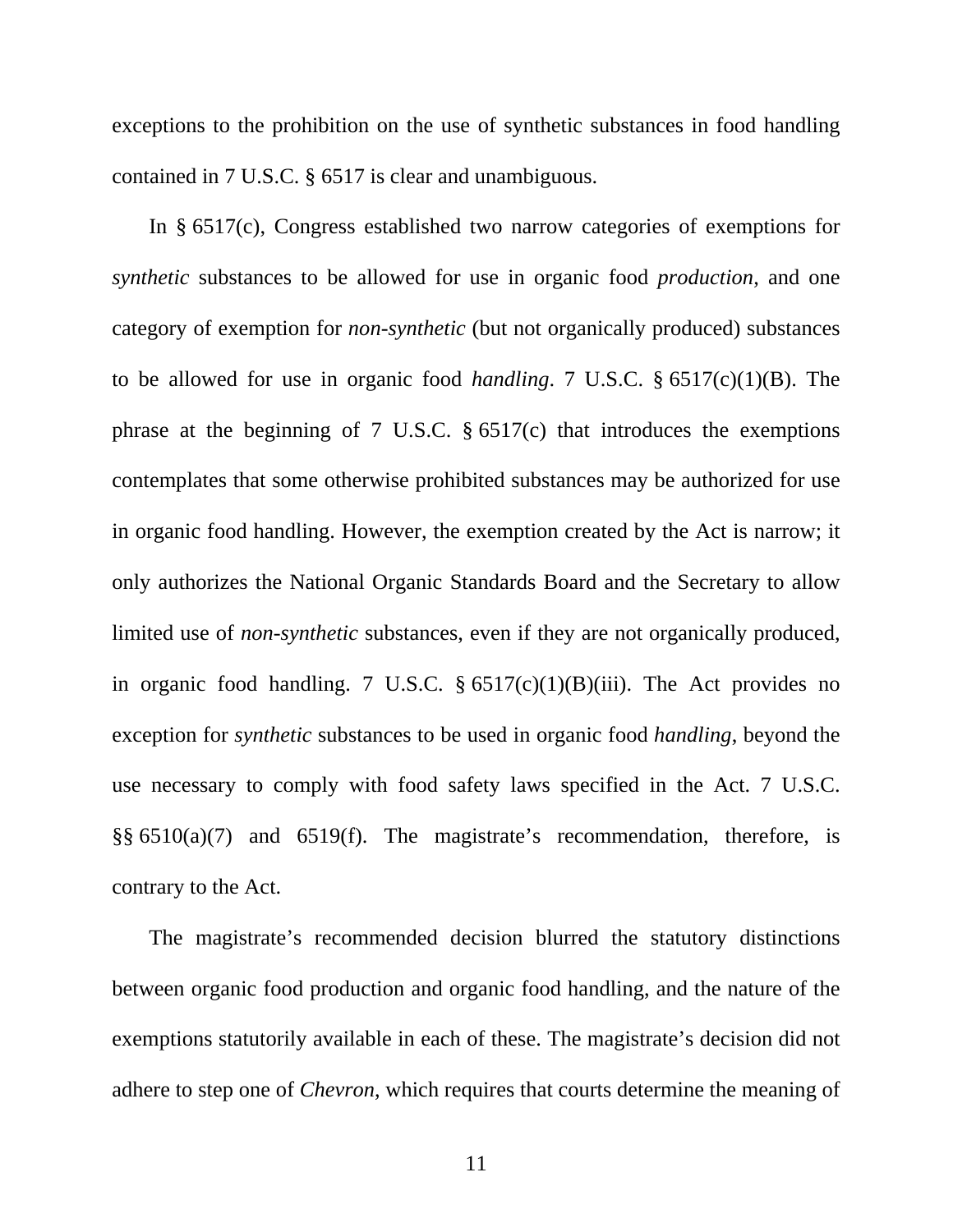exceptions to the prohibition on the use of synthetic substances in food handling contained in 7 U.S.C. § 6517 is clear and unambiguous.

In § 6517(c), Congress established two narrow categories of exemptions for *synthetic* substances to be allowed for use in organic food *production*, and one category of exemption for *non-synthetic* (but not organically produced) substances to be allowed for use in organic food *handling*. 7 U.S.C. § 6517(c)(1)(B). The phrase at the beginning of 7 U.S.C. § 6517(c) that introduces the exemptions contemplates that some otherwise prohibited substances may be authorized for use in organic food handling. However, the exemption created by the Act is narrow; it only authorizes the National Organic Standards Board and the Secretary to allow limited use of *non-synthetic* substances, even if they are not organically produced, in organic food handling. 7 U.S.C. § 6517(c)(1)(B)(iii). The Act provides no exception for *synthetic* substances to be used in organic food *handling*, beyond the use necessary to comply with food safety laws specified in the Act. 7 U.S.C. §§ 6510(a)(7) and 6519(f). The magistrate's recommendation, therefore, is contrary to the Act.

The magistrate's recommended decision blurred the statutory distinctions between organic food production and organic food handling, and the nature of the exemptions statutorily available in each of these. The magistrate's decision did not adhere to step one of *Chevron*, which requires that courts determine the meaning of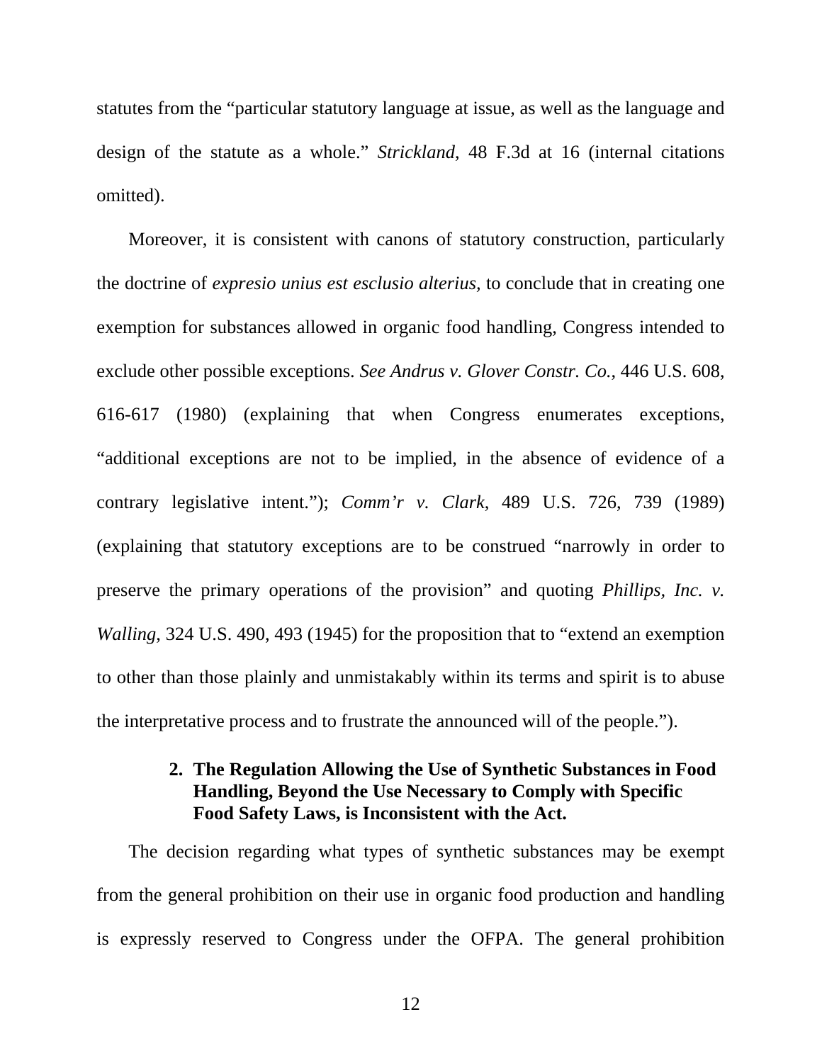statutes from the "particular statutory language at issue, as well as the language and design of the statute as a whole." *Strickland*, 48 F.3d at 16 (internal citations omitted).

Moreover, it is consistent with canons of statutory construction, particularly the doctrine of *expresio unius est esclusio alterius,* to conclude that in creating one exemption for substances allowed in organic food handling, Congress intended to exclude other possible exceptions. *See Andrus v. Glover Constr. Co.,* 446 U.S. 608, 616-617 (1980) (explaining that when Congress enumerates exceptions, "additional exceptions are not to be implied, in the absence of evidence of a contrary legislative intent."); *Comm'r v. Clark*, 489 U.S. 726, 739 (1989) (explaining that statutory exceptions are to be construed "narrowly in order to preserve the primary operations of the provision" and quoting *Phillips, Inc. v. Walling,* 324 U.S. 490, 493 (1945) for the proposition that to "extend an exemption to other than those plainly and unmistakably within its terms and spirit is to abuse the interpretative process and to frustrate the announced will of the people.").

**2. The Regulation Allowing the Use of Synthetic Substances in Food Handling, Beyond the Use Necessary to Comply with Specific Food Safety Laws, is Inconsistent with the Act.**

The decision regarding what types of synthetic substances may be exempt from the general prohibition on their use in organic food production and handling is expressly reserved to Congress under the OFPA. The general prohibition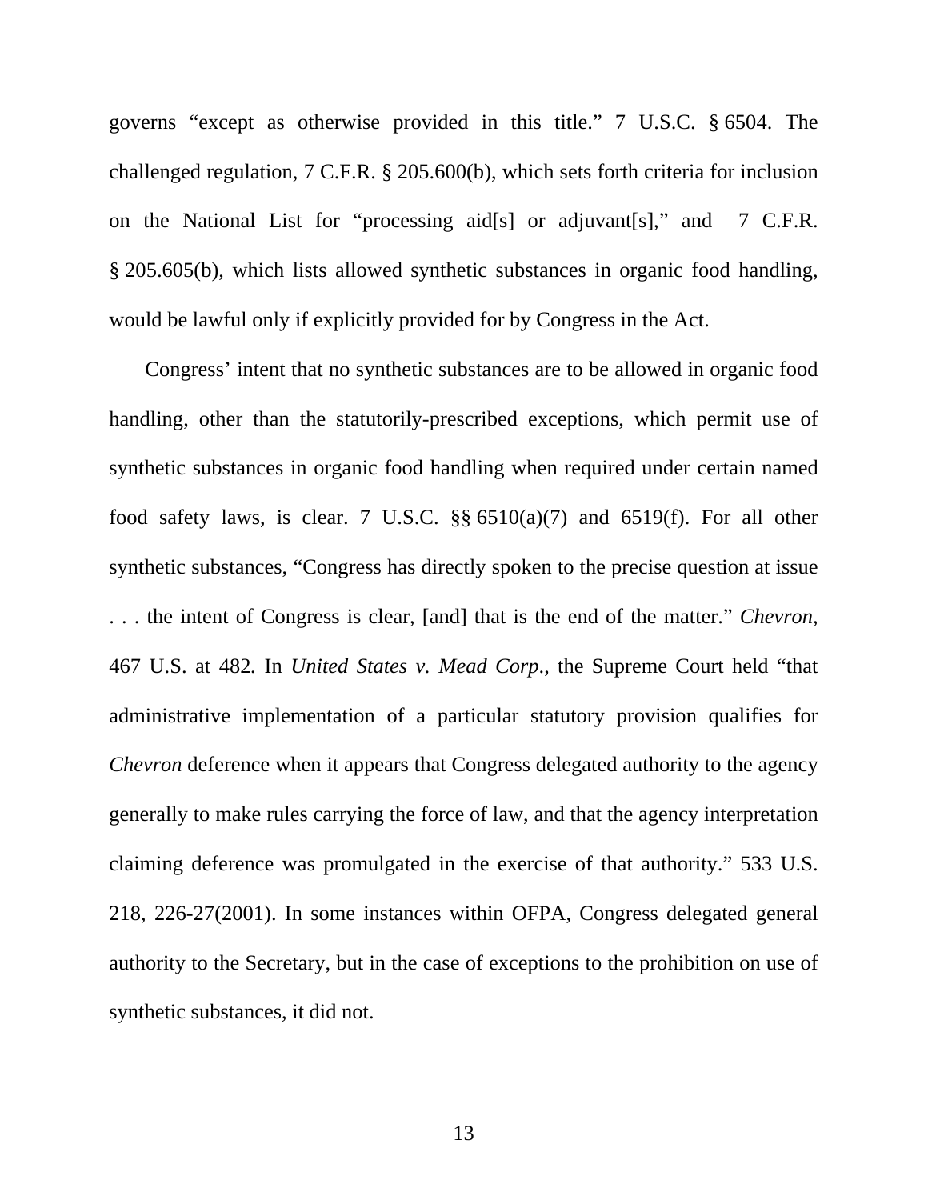governs "except as otherwise provided in this title." 7 U.S.C. § 6504. The challenged regulation, 7 C.F.R. § 205.600(b), which sets forth criteria for inclusion on the National List for "processing aid[s] or adjuvant[s]," and 7 C.F.R. § 205.605(b), which lists allowed synthetic substances in organic food handling, would be lawful only if explicitly provided for by Congress in the Act.

Congress' intent that no synthetic substances are to be allowed in organic food handling, other than the statutorily-prescribed exceptions, which permit use of synthetic substances in organic food handling when required under certain named food safety laws, is clear. 7 U.S.C. §§ 6510(a)(7) and 6519(f). For all other synthetic substances, "Congress has directly spoken to the precise question at issue . . . the intent of Congress is clear, [and] that is the end of the matter." *Chevron*, 467 U.S. at 482*.* In *United States v. Mead Corp*., the Supreme Court held "that administrative implementation of a particular statutory provision qualifies for *Chevron* deference when it appears that Congress delegated authority to the agency generally to make rules carrying the force of law, and that the agency interpretation claiming deference was promulgated in the exercise of that authority." 533 U.S. 218, 226-27(2001). In some instances within OFPA, Congress delegated general authority to the Secretary, but in the case of exceptions to the prohibition on use of synthetic substances, it did not.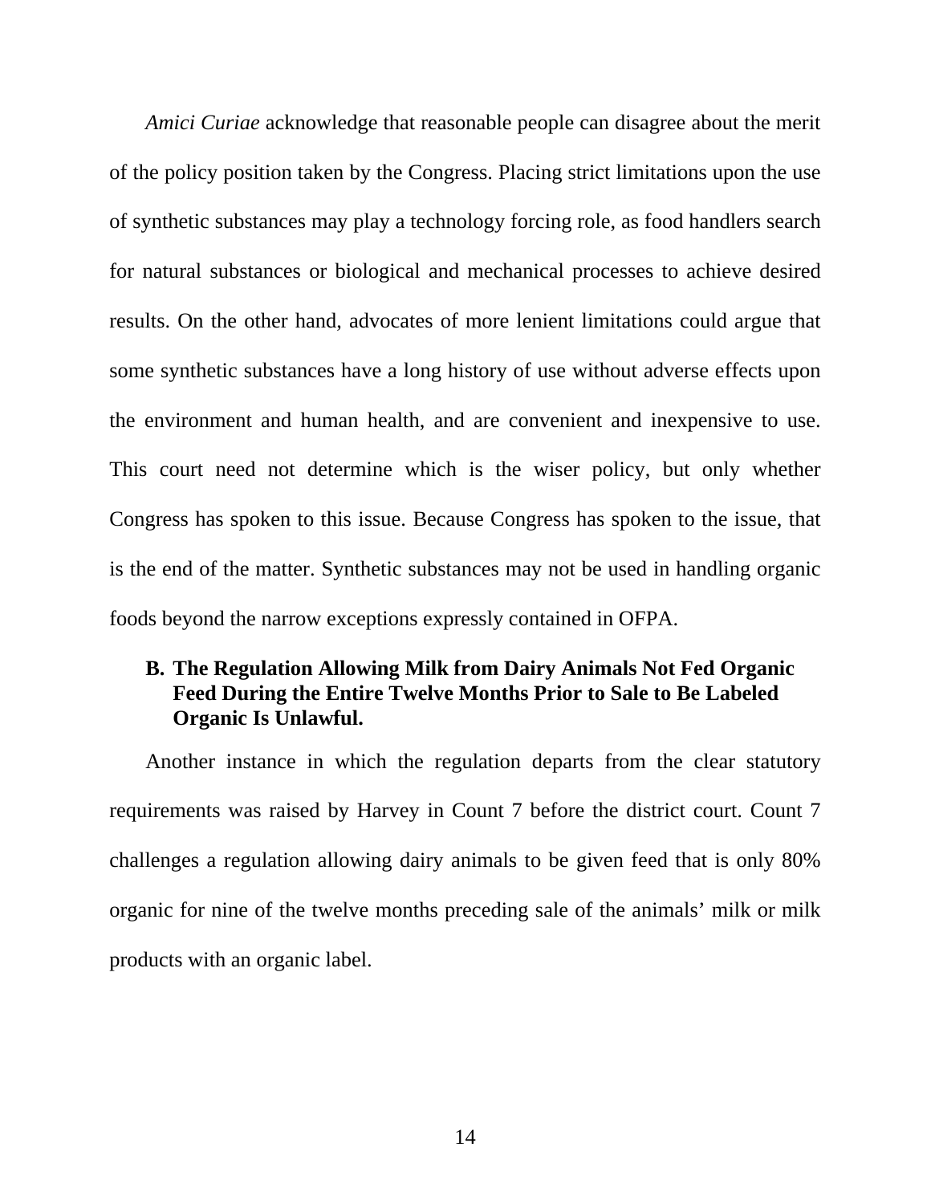*Amici Curiae* acknowledge that reasonable people can disagree about the merit of the policy position taken by the Congress. Placing strict limitations upon the use of synthetic substances may play a technology forcing role, as food handlers search for natural substances or biological and mechanical processes to achieve desired results. On the other hand, advocates of more lenient limitations could argue that some synthetic substances have a long history of use without adverse effects upon the environment and human health, and are convenient and inexpensive to use. This court need not determine which is the wiser policy, but only whether Congress has spoken to this issue. Because Congress has spoken to the issue, that is the end of the matter. Synthetic substances may not be used in handling organic foods beyond the narrow exceptions expressly contained in OFPA.

### B. The Regulation Allowing Milk from Dairy Animals Not Fed Organic Feed During the Entire Twelve Months Prior to Sale to Be Labeled Organic Is Unlawful.

Another instance in which the regulation departs from the clear statutory requirements was raised by Harvey in Count 7 before the district court. Count 7 challenges a regulation allowing dairy animals to be given feed that is only 80% organic for nine of the twelve months preceding sale of the animals' milk or milk products with an organic label.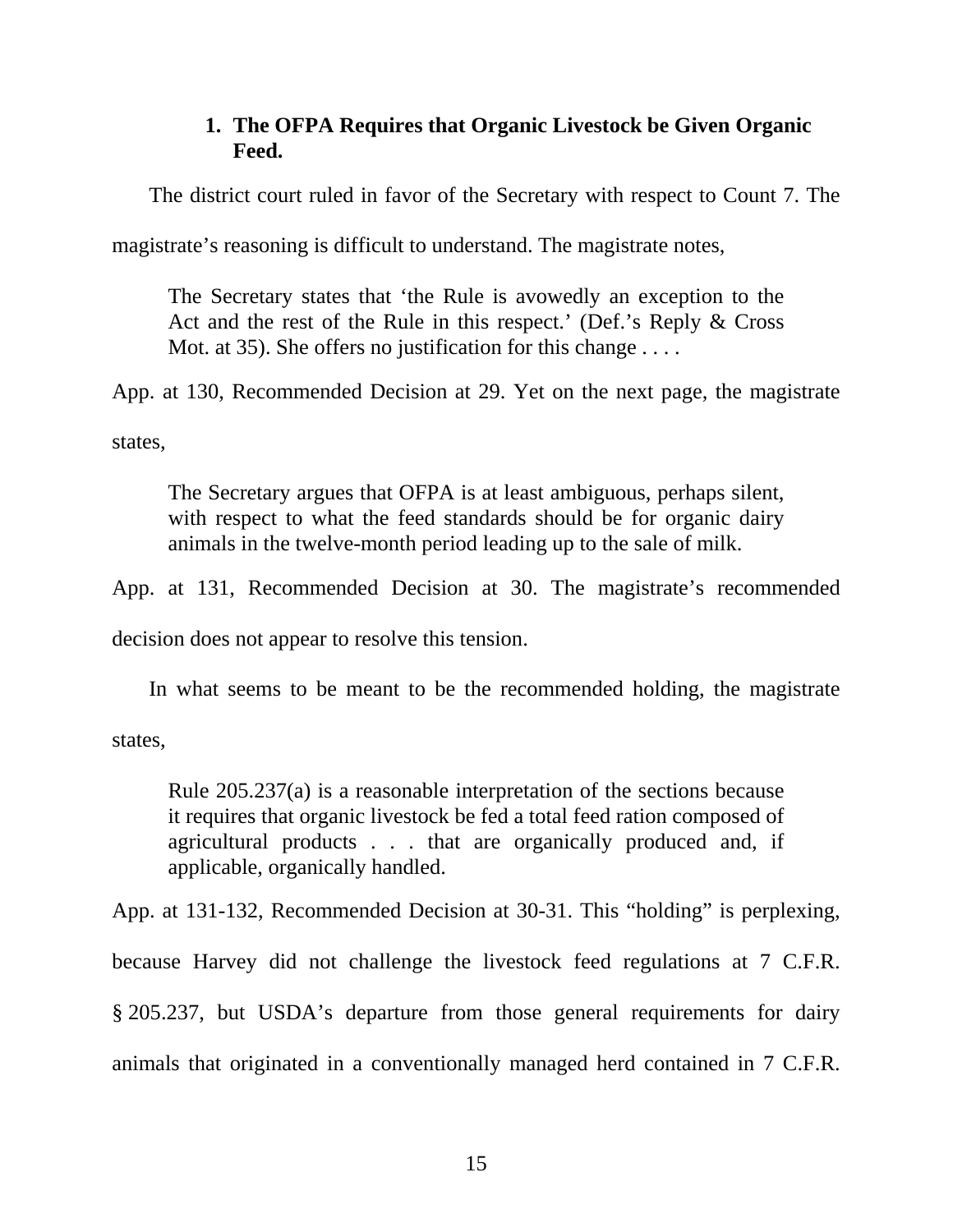### 1. The OFPA Requires that Organic Livestock be Given Organic Feed.

The district court ruled in favor of the Secretary with respect to Count 7. The magistrate's reasoning is difficult to understand. The magistrate notes,

> The Secretary states that 'the Rule is avowedly an exception to the Act and the rest of the Rule in this respect.' (Def.'s Reply & Cross Mot. at 35). She offers no justification for this change . . . .

App. at 130, Recommended Decision at 29. Yet on the next page, the magistrate states,

> The Secretary argues that OFPA is at least ambiguous, perhaps silent, with respect to what the feed standards should be for organic dairy animals in the twelve-month period leading up to the sale of milk.

App. at 131, Recommended Decision at 30. The magistrate's recommended decision does not appear to resolve this tension.

In what seems to be meant to be the recommended holding, the magistrate states,

> Rule 205.237(a) is a reasonable interpretation of the sections because it requires that organic livestock be fed a total feed ration composed of agricultural products . . . that are organically produced and, if applicable, organically handled.

App. at 131-132, Recommended Decision at 30-31. This "holding" is perplexing, because Harvey did not challenge the livestock feed regulations at 7 C.F.R. § 205.237, but USDA's departure from those general requirements for dairy animals that originated in a conventionally managed herd contained in 7 C.F.R.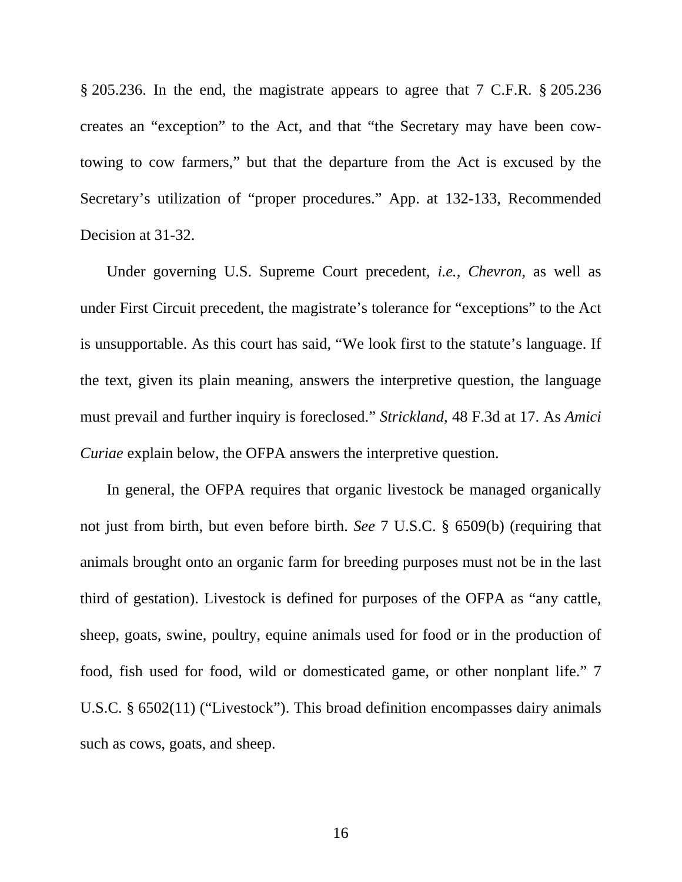§ 205.236. In the end, the magistrate appears to agree that 7 C.F.R. § 205.236 creates an "exception" to the Act, and that "the Secretary may have been cow-towing to cow farmers," but that the departure from the Act is excused by the Secretary's utilization of "proper procedures." App. at 132-133, Recommended Decision at 31-32.

Under governing U.S. Supreme Court precedent, *i.e.*, *Chevron*, as well as under First Circuit precedent, the magistrate's tolerance for "exceptions" to the Act is unsupportable. As this court has said, "We look first to the statute's language. If the text, given its plain meaning, answers the interpretive question, the language must prevail and further inquiry is foreclosed." *Strickland*, 48 F.3d at 17. As *Amici Curiae* explain below, the OFPA answers the interpretive question.

In general, the OFPA requires that organic livestock be managed organically not just from birth, but even before birth. *See* 7 U.S.C. § 6509(b) (requiring that animals brought onto an organic farm for breeding purposes must not be in the last third of gestation). Livestock is defined for purposes of the OFPA as "any cattle, sheep, goats, swine, poultry, equine animals used for food or in the production of food, fish used for food, wild or domesticated game, or other nonplant life." 7 U.S.C. § 6502(11) ("Livestock"). This broad definition encompasses dairy animals such as cows, goats, and sheep.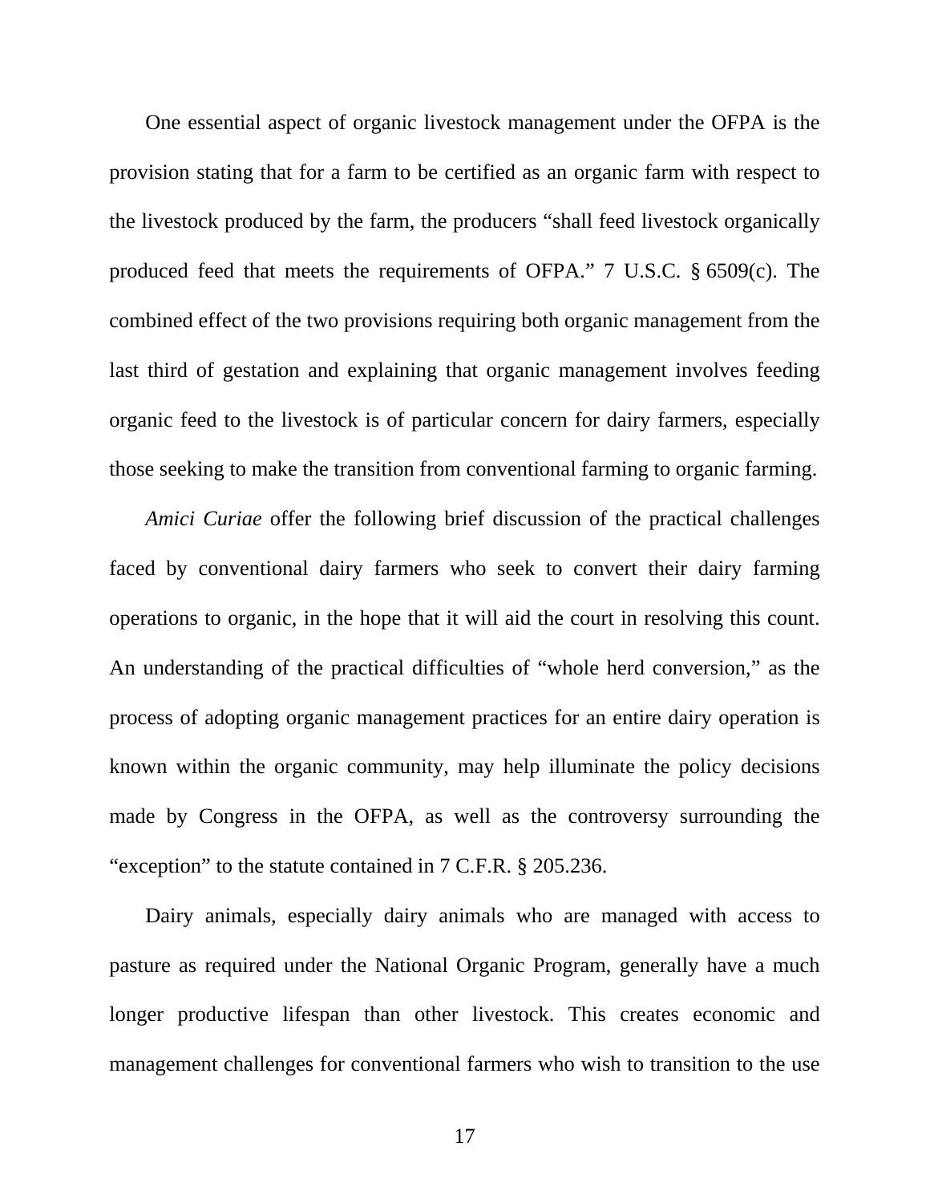One essential aspect of organic livestock management under the OFPA is the provision stating that for a farm to be certified as an organic farm with respect to the livestock produced by the farm, the producers "shall feed livestock organically produced feed that meets the requirements of OFPA." 7 U.S.C. § 6509(c). The combined effect of the two provisions requiring both organic management from the last third of gestation and explaining that organic management involves feeding organic feed to the livestock is of particular concern for dairy farmers, especially those seeking to make the transition from conventional farming to organic farming.

*Amici Curiae* offer the following brief discussion of the practical challenges faced by conventional dairy farmers who seek to convert their dairy farming operations to organic, in the hope that it will aid the court in resolving this count. An understanding of the practical difficulties of "whole herd conversion," as the process of adopting organic management practices for an entire dairy operation is known within the organic community, may help illuminate the policy decisions made by Congress in the OFPA, as well as the controversy surrounding the "exception" to the statute contained in 7 C.F.R. § 205.236.

Dairy animals, especially dairy animals who are managed with access to pasture as required under the National Organic Program, generally have a much longer productive lifespan than other livestock. This creates economic and management challenges for conventional farmers who wish to transition to the use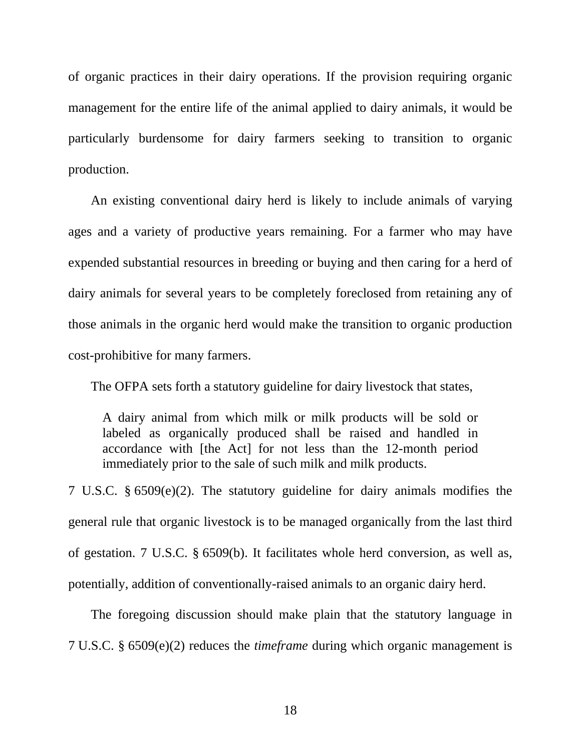of organic practices in their dairy operations. If the provision requiring organic management for the entire life of the animal applied to dairy animals, it would be particularly burdensome for dairy farmers seeking to transition to organic production.

An existing conventional dairy herd is likely to include animals of varying ages and a variety of productive years remaining. For a farmer who may have expended substantial resources in breeding or buying and then caring for a herd of dairy animals for several years to be completely foreclosed from retaining any of those animals in the organic herd would make the transition to organic production cost-prohibitive for many farmers.

The OFPA sets forth a statutory guideline for dairy livestock that states,

> A dairy animal from which milk or milk products will be sold or labeled as organically produced shall be raised and handled in accordance with [the Act] for not less than the 12-month period immediately prior to the sale of such milk and milk products.

7 U.S.C. § 6509(e)(2). The statutory guideline for dairy animals modifies the general rule that organic livestock is to be managed organically from the last third of gestation. 7 U.S.C. § 6509(b). It facilitates whole herd conversion, as well as, potentially, addition of conventionally-raised animals to an organic dairy herd.

The foregoing discussion should make plain that the statutory language in 7 U.S.C. § 6509(e)(2) reduces the *timeframe* during which organic management is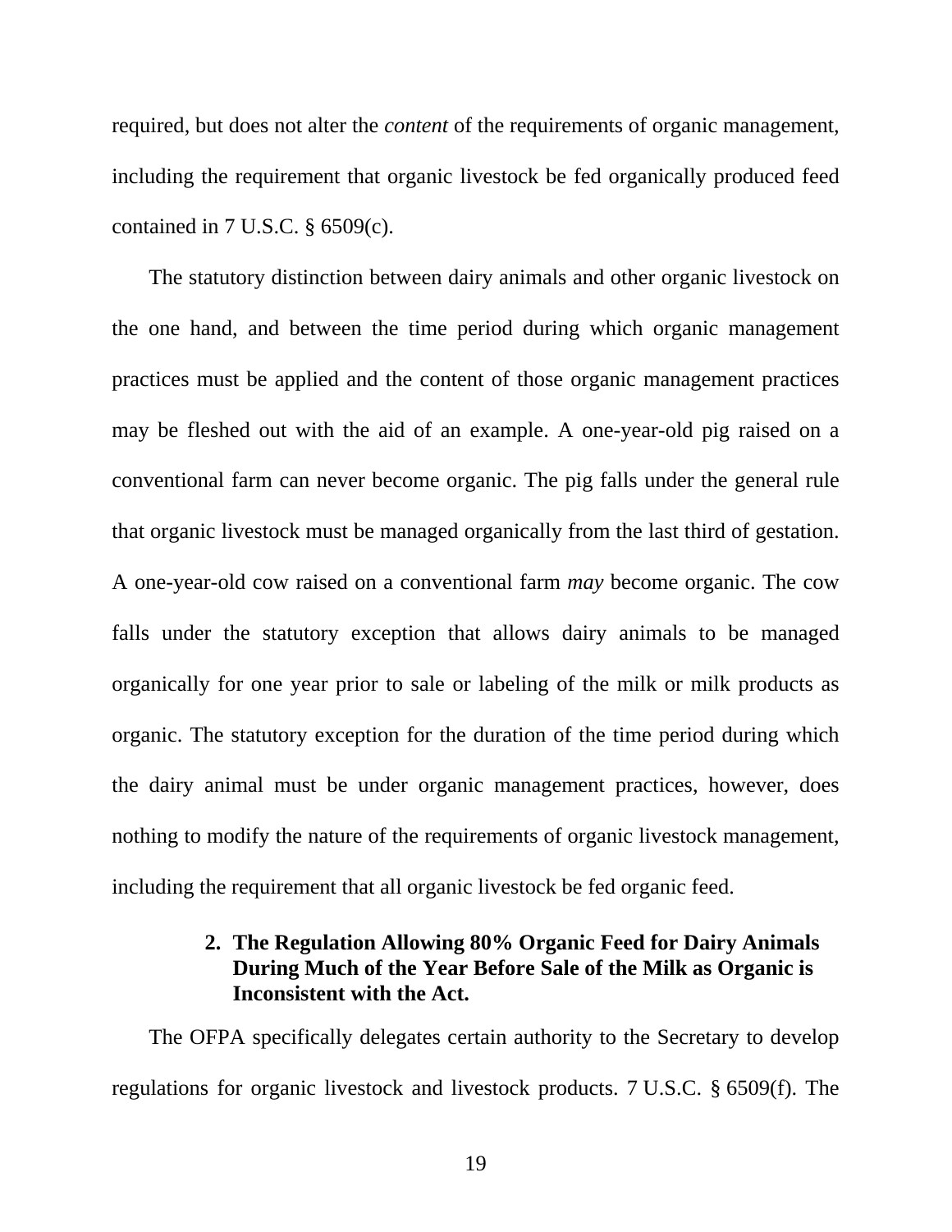required, but does not alter the *content* of the requirements of organic management, including the requirement that organic livestock be fed organically produced feed contained in 7 U.S.C. § 6509(c).

The statutory distinction between dairy animals and other organic livestock on the one hand, and between the time period during which organic management practices must be applied and the content of those organic management practices may be fleshed out with the aid of an example. A one-year-old pig raised on a conventional farm can never become organic. The pig falls under the general rule that organic livestock must be managed organically from the last third of gestation. A one-year-old cow raised on a conventional farm *may* become organic. The cow falls under the statutory exception that allows dairy animals to be managed organically for one year prior to sale or labeling of the milk or milk products as organic. The statutory exception for the duration of the time period during which the dairy animal must be under organic management practices, however, does nothing to modify the nature of the requirements of organic livestock management, including the requirement that all organic livestock be fed organic feed.

### 2. The Regulation Allowing 80% Organic Feed for Dairy Animals During Much of the Year Before Sale of the Milk as Organic is Inconsistent with the Act.

The OFPA specifically delegates certain authority to the Secretary to develop regulations for organic livestock and livestock products. 7 U.S.C. § 6509(f). The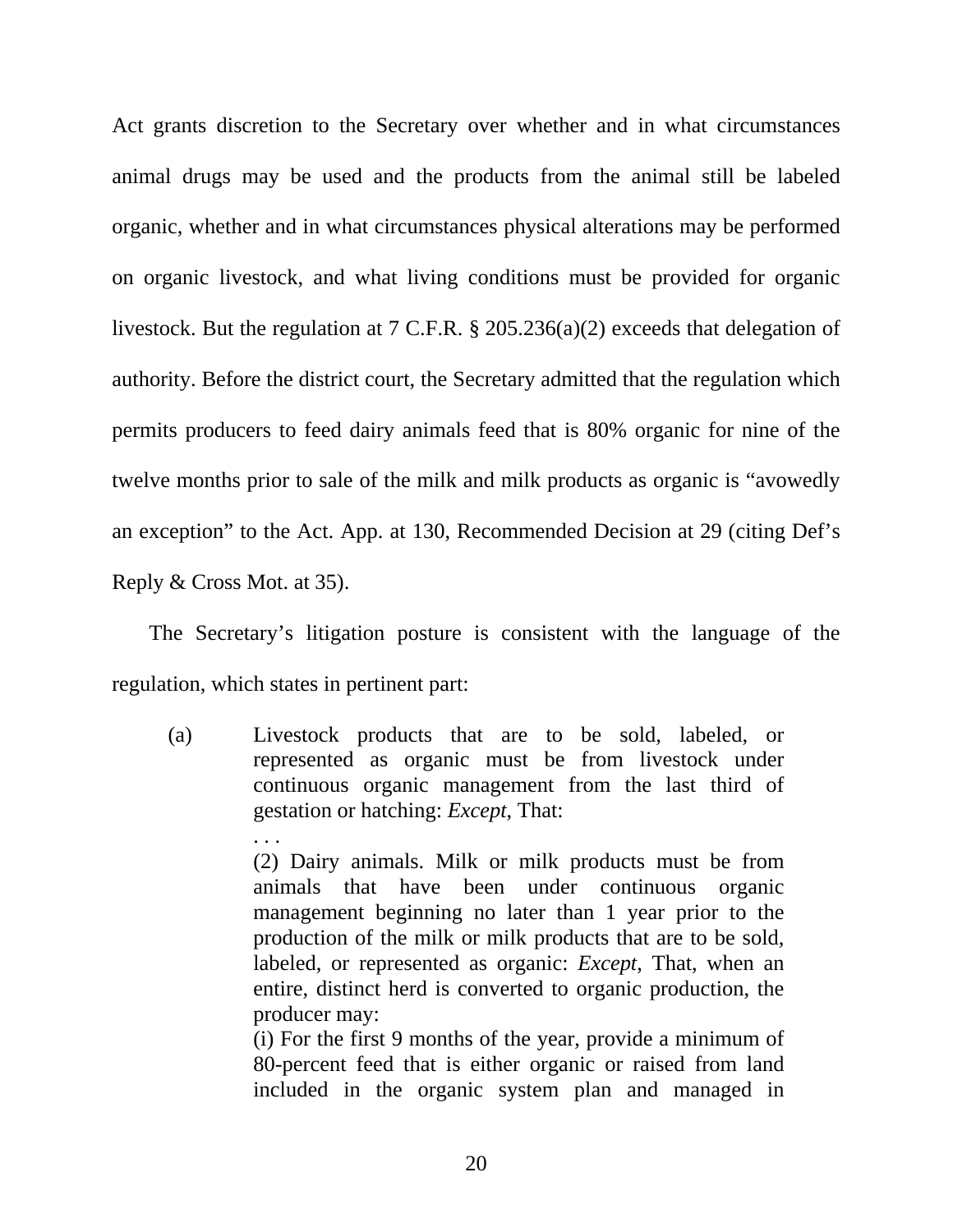Act grants discretion to the Secretary over whether and in what circumstances animal drugs may be used and the products from the animal still be labeled organic, whether and in what circumstances physical alterations may be performed on organic livestock, and what living conditions must be provided for organic livestock. But the regulation at 7 C.F.R. § 205.236(a)(2) exceeds that delegation of authority. Before the district court, the Secretary admitted that the regulation which permits producers to feed dairy animals feed that is 80% organic for nine of the twelve months prior to sale of the milk and milk products as organic is "avowedly an exception" to the Act. App. at 130, Recommended Decision at 29 (citing Def's Reply & Cross Mot. at 35).

The Secretary's litigation posture is consistent with the language of the regulation, which states in pertinent part:

> (a) Livestock products that are to be sold, labeled, or represented as organic must be from livestock under continuous organic management from the last third of gestation or hatching: *Except*, That:
>
> . . .
>
> (2) Dairy animals. Milk or milk products must be from animals that have been under continuous organic management beginning no later than 1 year prior to the production of the milk or milk products that are to be sold, labeled, or represented as organic: *Except*, That, when an entire, distinct herd is converted to organic production, the producer may:
>
> (i) For the first 9 months of the year, provide a minimum of 80-percent feed that is either organic or raised from land included in the organic system plan and managed in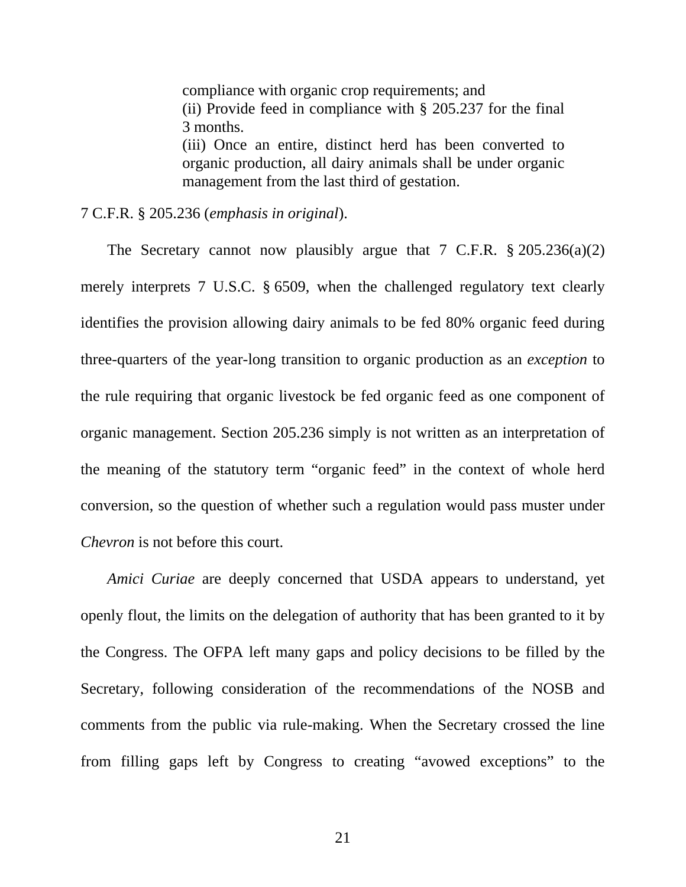> compliance with organic crop requirements; and
> (ii) Provide feed in compliance with § 205.237 for the final 3 months.
> (iii) Once an entire, distinct herd has been converted to organic production, all dairy animals shall be under organic management from the last third of gestation.

7 C.F.R. § 205.236 (*emphasis in original*).

The Secretary cannot now plausibly argue that 7 C.F.R. § 205.236(a)(2) merely interprets 7 U.S.C. § 6509, when the challenged regulatory text clearly identifies the provision allowing dairy animals to be fed 80% organic feed during three-quarters of the year-long transition to organic production as an *exception* to the rule requiring that organic livestock be fed organic feed as one component of organic management. Section 205.236 simply is not written as an interpretation of the meaning of the statutory term "organic feed" in the context of whole herd conversion, so the question of whether such a regulation would pass muster under *Chevron* is not before this court.

*Amici Curiae* are deeply concerned that USDA appears to understand, yet openly flout, the limits on the delegation of authority that has been granted to it by the Congress. The OFPA left many gaps and policy decisions to be filled by the Secretary, following consideration of the recommendations of the NOSB and comments from the public via rule-making. When the Secretary crossed the line from filling gaps left by Congress to creating "avowed exceptions" to the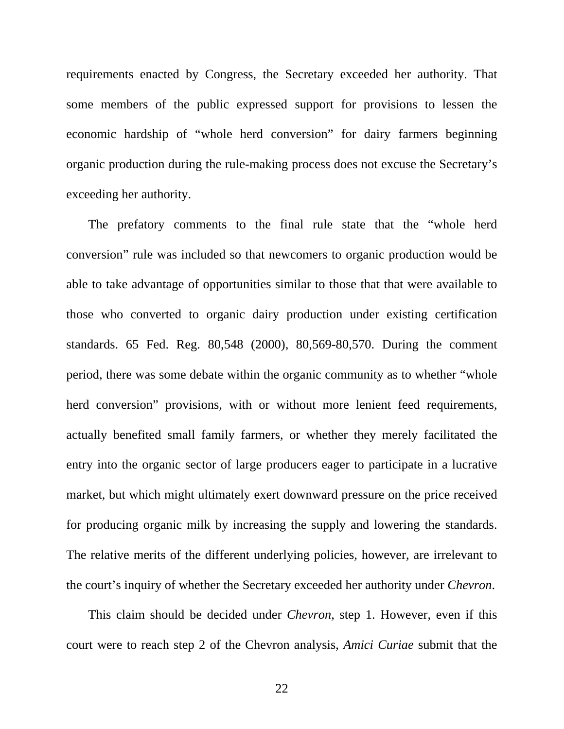requirements enacted by Congress, the Secretary exceeded her authority. That some members of the public expressed support for provisions to lessen the economic hardship of "whole herd conversion" for dairy farmers beginning organic production during the rule-making process does not excuse the Secretary's exceeding her authority.

The prefatory comments to the final rule state that the "whole herd conversion" rule was included so that newcomers to organic production would be able to take advantage of opportunities similar to those that that were available to those who converted to organic dairy production under existing certification standards. 65 Fed. Reg. 80,548 (2000), 80,569-80,570. During the comment period, there was some debate within the organic community as to whether "whole herd conversion" provisions, with or without more lenient feed requirements, actually benefited small family farmers, or whether they merely facilitated the entry into the organic sector of large producers eager to participate in a lucrative market, but which might ultimately exert downward pressure on the price received for producing organic milk by increasing the supply and lowering the standards. The relative merits of the different underlying policies, however, are irrelevant to the court's inquiry of whether the Secretary exceeded her authority under *Chevron*.

This claim should be decided under *Chevron*, step 1. However, even if this court were to reach step 2 of the Chevron analysis, *Amici Curiae* submit that the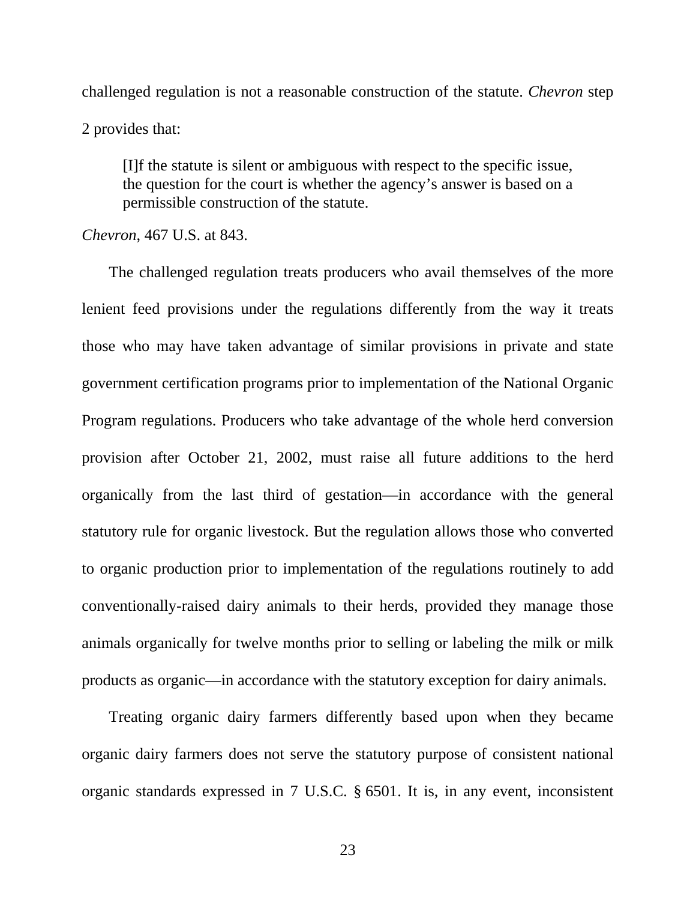challenged regulation is not a reasonable construction of the statute. *Chevron* step 2 provides that:

> [I]f the statute is silent or ambiguous with respect to the specific issue, the question for the court is whether the agency's answer is based on a permissible construction of the statute.

*Chevron*, 467 U.S. at 843.

The challenged regulation treats producers who avail themselves of the more lenient feed provisions under the regulations differently from the way it treats those who may have taken advantage of similar provisions in private and state government certification programs prior to implementation of the National Organic Program regulations. Producers who take advantage of the whole herd conversion provision after October 21, 2002, must raise all future additions to the herd organically from the last third of gestation—in accordance with the general statutory rule for organic livestock. But the regulation allows those who converted to organic production prior to implementation of the regulations routinely to add conventionally-raised dairy animals to their herds, provided they manage those animals organically for twelve months prior to selling or labeling the milk or milk products as organic—in accordance with the statutory exception for dairy animals.

Treating organic dairy farmers differently based upon when they became organic dairy farmers does not serve the statutory purpose of consistent national organic standards expressed in 7 U.S.C. § 6501. It is, in any event, inconsistent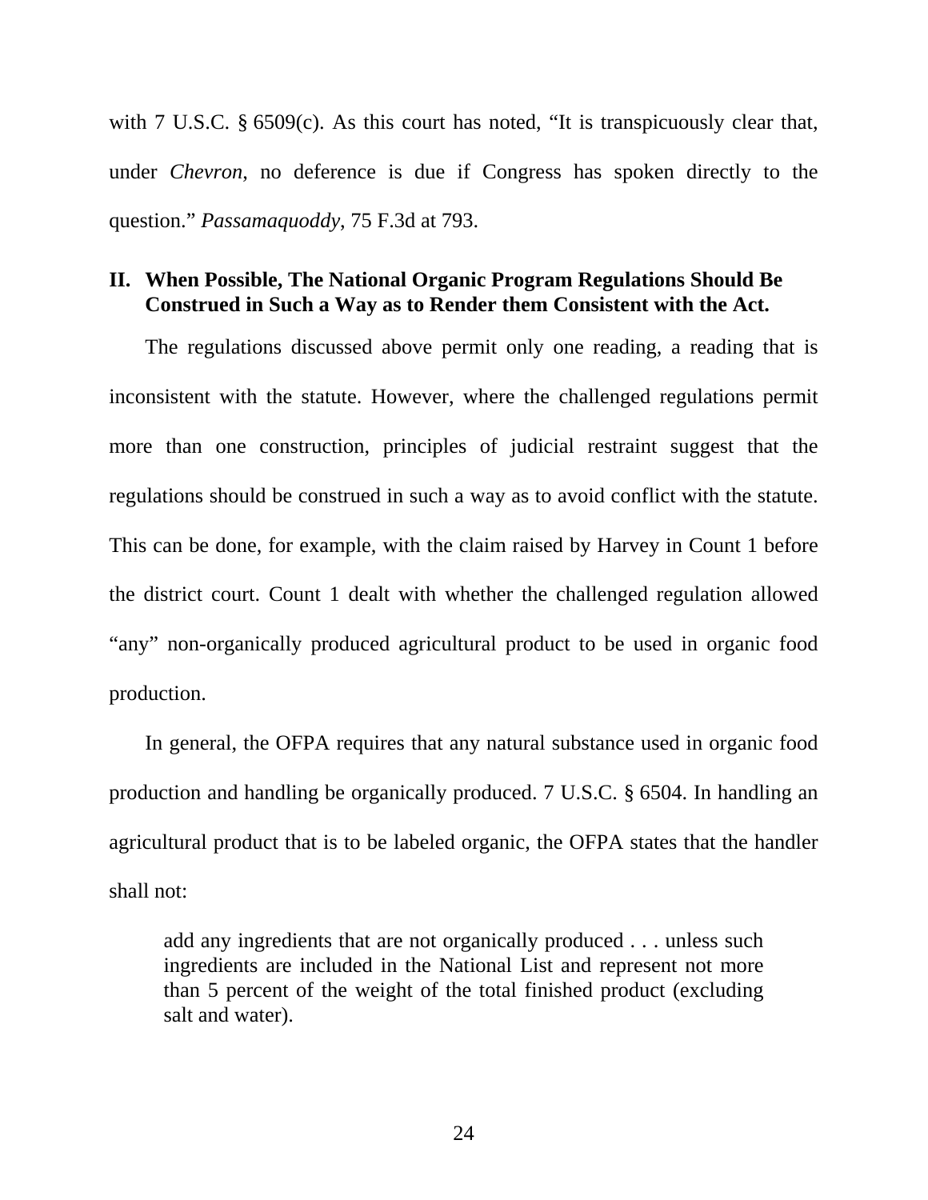with 7 U.S.C. § 6509(c). As this court has noted, "It is transpicuously clear that, under *Chevron,* no deference is due if Congress has spoken directly to the question." *Passamaquoddy*, 75 F.3d at 793.

## II. When Possible, The National Organic Program Regulations Should Be Construed in Such a Way as to Render them Consistent with the Act.

The regulations discussed above permit only one reading, a reading that is inconsistent with the statute. However, where the challenged regulations permit more than one construction, principles of judicial restraint suggest that the regulations should be construed in such a way as to avoid conflict with the statute. This can be done, for example, with the claim raised by Harvey in Count 1 before the district court. Count 1 dealt with whether the challenged regulation allowed "any" non-organically produced agricultural product to be used in organic food production.

In general, the OFPA requires that any natural substance used in organic food production and handling be organically produced. 7 U.S.C. § 6504. In handling an agricultural product that is to be labeled organic, the OFPA states that the handler shall not:

> add any ingredients that are not organically produced . . . unless such ingredients are included in the National List and represent not more than 5 percent of the weight of the total finished product (excluding salt and water).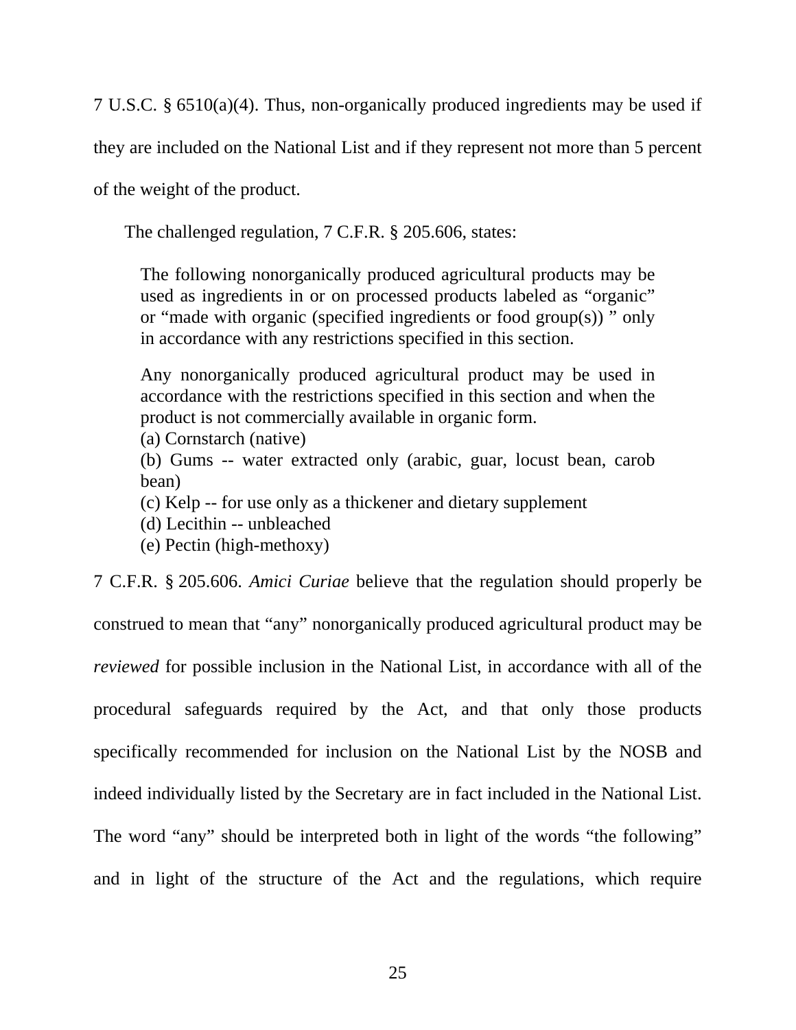7 U.S.C. § 6510(a)(4). Thus, non-organically produced ingredients may be used if they are included on the National List and if they represent not more than 5 percent of the weight of the product.

The challenged regulation, 7 C.F.R. § 205.606, states:

> The following nonorganically produced agricultural products may be used as ingredients in or on processed products labeled as "organic" or "made with organic (specified ingredients or food group(s)) " only in accordance with any restrictions specified in this section.
>
> Any nonorganically produced agricultural product may be used in accordance with the restrictions specified in this section and when the product is not commercially available in organic form.
> (a) Cornstarch (native)
> (b) Gums -- water extracted only (arabic, guar, locust bean, carob bean)
> (c) Kelp -- for use only as a thickener and dietary supplement
> (d) Lecithin -- unbleached
> (e) Pectin (high-methoxy)

7 C.F.R. § 205.606. *Amici Curiae* believe that the regulation should properly be construed to mean that "any" nonorganically produced agricultural product may be *reviewed* for possible inclusion in the National List, in accordance with all of the procedural safeguards required by the Act, and that only those products specifically recommended for inclusion on the National List by the NOSB and indeed individually listed by the Secretary are in fact included in the National List. The word "any" should be interpreted both in light of the words "the following" and in light of the structure of the Act and the regulations, which require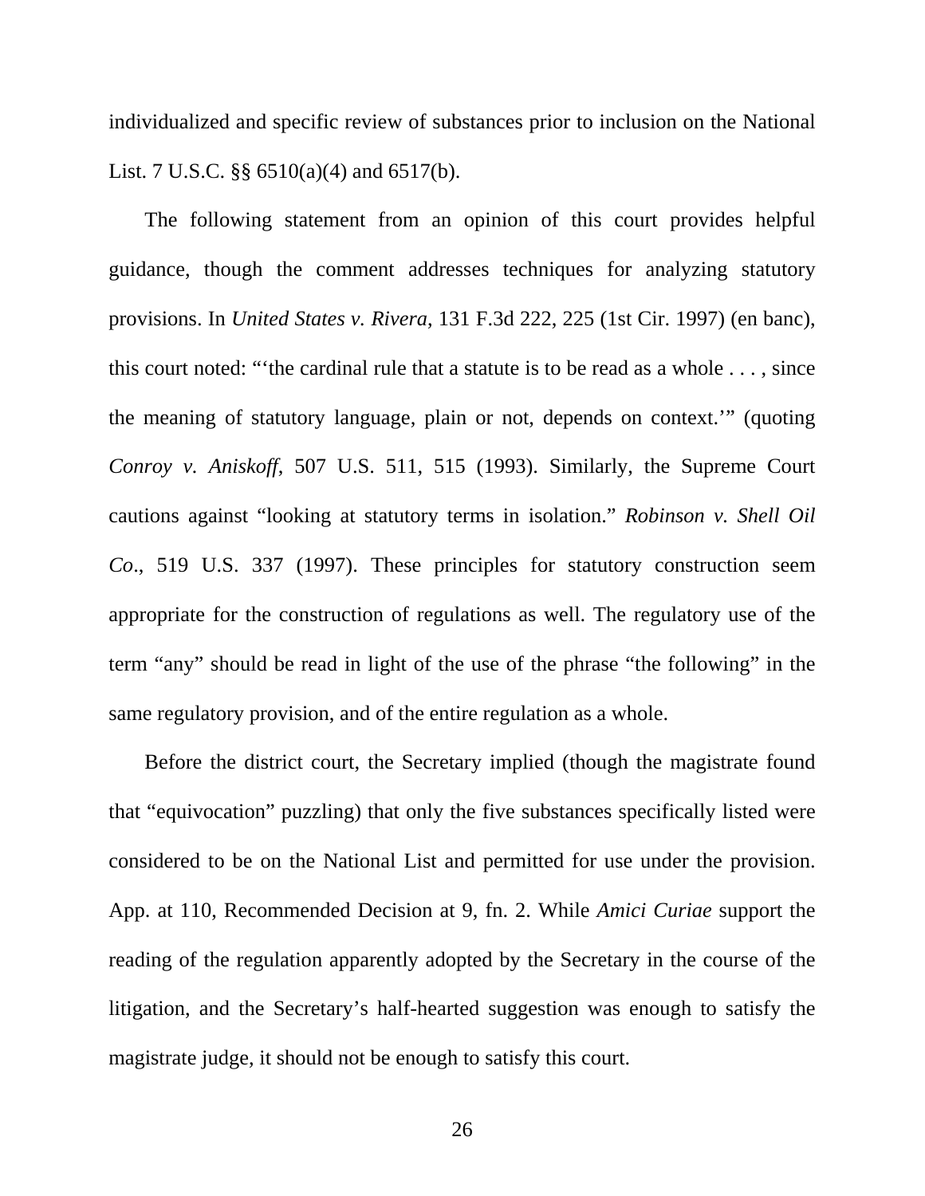individualized and specific review of substances prior to inclusion on the National List. 7 U.S.C. §§ 6510(a)(4) and 6517(b).

The following statement from an opinion of this court provides helpful guidance, though the comment addresses techniques for analyzing statutory provisions. In *United States v. Rivera*, 131 F.3d 222, 225 (1st Cir. 1997) (en banc), this court noted: "'the cardinal rule that a statute is to be read as a whole . . . , since the meaning of statutory language, plain or not, depends on context.'" (quoting *Conroy v. Aniskoff*, 507 U.S. 511, 515 (1993). Similarly, the Supreme Court cautions against "looking at statutory terms in isolation." *Robinson v. Shell Oil Co*., 519 U.S. 337 (1997). These principles for statutory construction seem appropriate for the construction of regulations as well. The regulatory use of the term "any" should be read in light of the use of the phrase "the following" in the same regulatory provision, and of the entire regulation as a whole.

Before the district court, the Secretary implied (though the magistrate found that "equivocation" puzzling) that only the five substances specifically listed were considered to be on the National List and permitted for use under the provision. App. at 110, Recommended Decision at 9, fn. 2. While *Amici Curiae* support the reading of the regulation apparently adopted by the Secretary in the course of the litigation, and the Secretary's half-hearted suggestion was enough to satisfy the magistrate judge, it should not be enough to satisfy this court.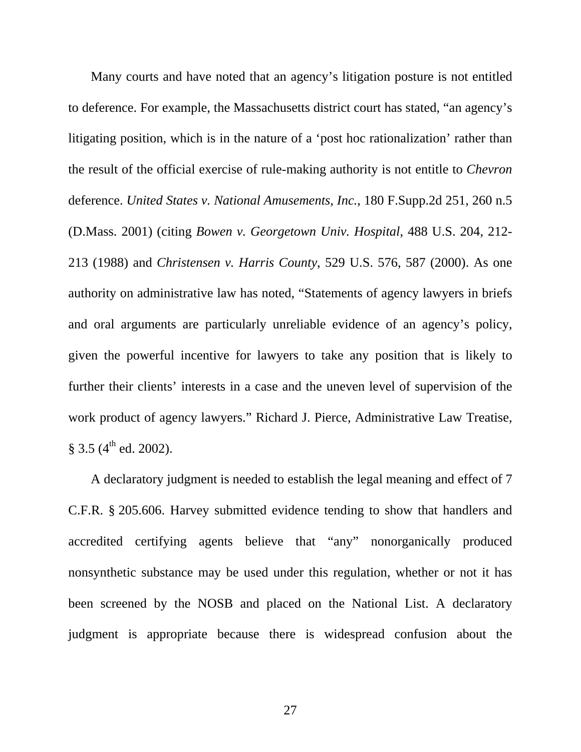Many courts and have noted that an agency's litigation posture is not entitled to deference. For example, the Massachusetts district court has stated, "an agency's litigating position, which is in the nature of a 'post hoc rationalization' rather than the result of the official exercise of rule-making authority is not entitle to *Chevron* deference. *United States v. National Amusements, Inc.*, 180 F.Supp.2d 251, 260 n.5 (D.Mass. 2001) (citing *Bowen v. Georgetown Univ. Hospital*, 488 U.S. 204, 212-213 (1988) and *Christensen v. Harris County*, 529 U.S. 576, 587 (2000). As one authority on administrative law has noted, "Statements of agency lawyers in briefs and oral arguments are particularly unreliable evidence of an agency's policy, given the powerful incentive for lawyers to take any position that is likely to further their clients' interests in a case and the uneven level of supervision of the work product of agency lawyers." Richard J. Pierce, Administrative Law Treatise, § 3.5 (4th ed. 2002).

A declaratory judgment is needed to establish the legal meaning and effect of 7 C.F.R. § 205.606. Harvey submitted evidence tending to show that handlers and accredited certifying agents believe that "any" nonorganically produced nonsynthetic substance may be used under this regulation, whether or not it has been screened by the NOSB and placed on the National List. A declaratory judgment is appropriate because there is widespread confusion about the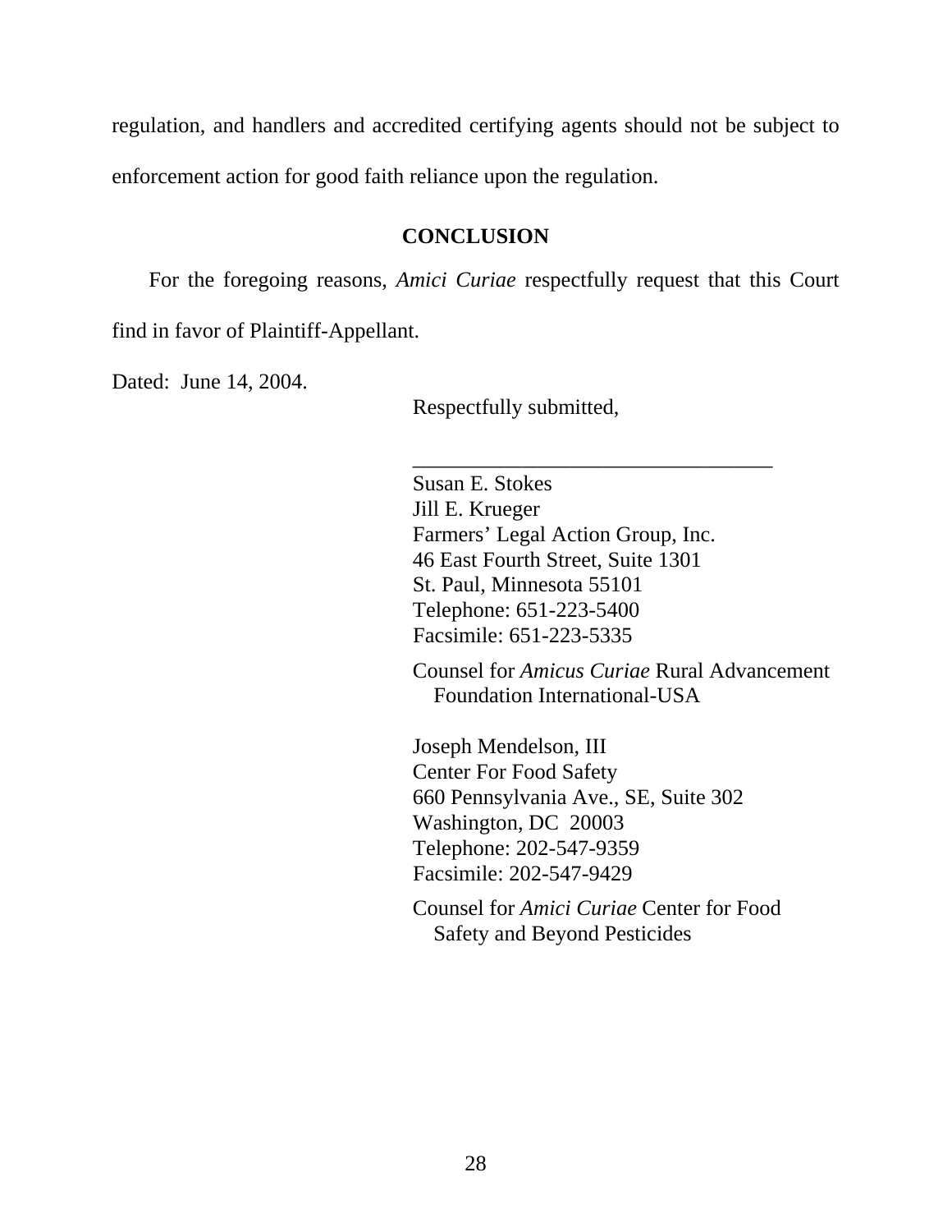regulation, and handlers and accredited certifying agents should not be subject to enforcement action for good faith reliance upon the regulation.

## CONCLUSION

For the foregoing reasons, *Amici Curiae* respectfully request that this Court find in favor of Plaintiff-Appellant.

Dated: June 14, 2004.

Respectfully submitted,

\_\_\_\_\_\_\_\_\_\_\_\_\_\_\_\_\_\_\_\_\_\_\_\_\_\_\_\_\_\_\_\_\_\_

Susan E. Stokes
Jill E. Krueger
Farmers' Legal Action Group, Inc.
46 East Fourth Street, Suite 1301
St. Paul, Minnesota 55101
Telephone: 651-223-5400
Facsimile: 651-223-5335

Counsel for *Amicus Curiae* Rural Advancement Foundation International-USA

Joseph Mendelson, III
Center For Food Safety
660 Pennsylvania Ave., SE, Suite 302
Washington, DC 20003
Telephone: 202-547-9359
Facsimile: 202-547-9429

Counsel for *Amici Curiae* Center for Food Safety and Beyond Pesticides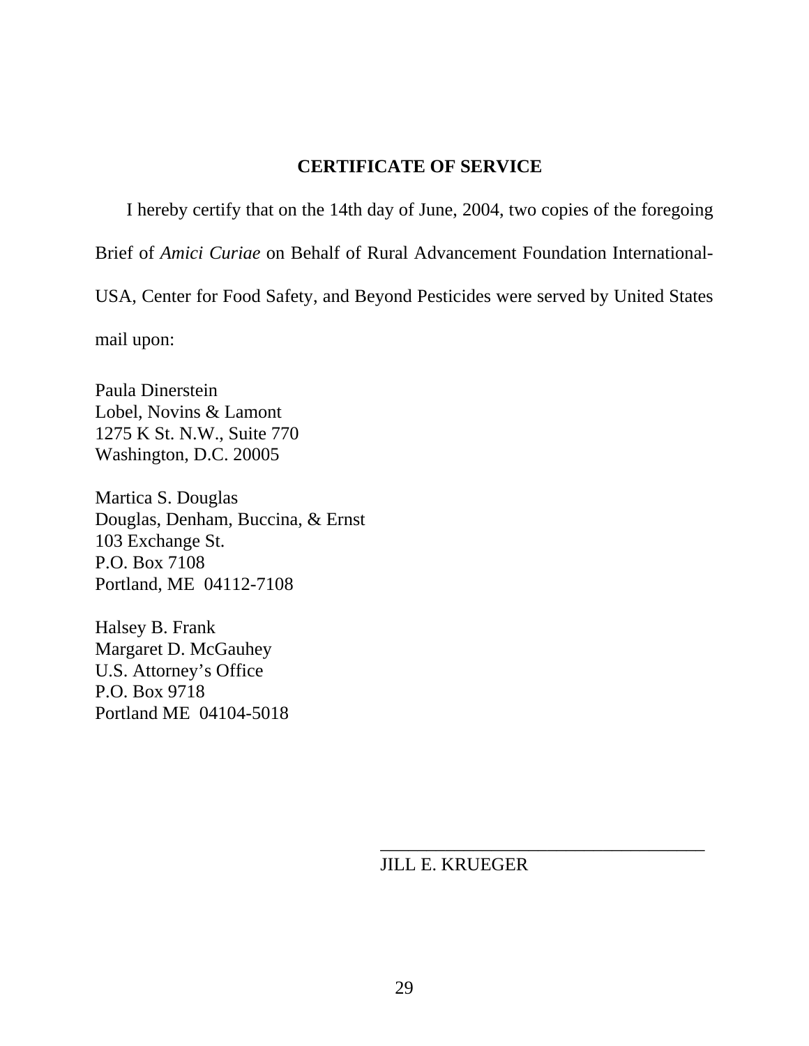## CERTIFICATE OF SERVICE

I hereby certify that on the 14th day of June, 2004, two copies of the foregoing Brief of *Amici Curiae* on Behalf of Rural Advancement Foundation International-USA, Center for Food Safety, and Beyond Pesticides were served by United States mail upon:

Paula Dinerstein
Lobel, Novins & Lamont
1275 K St. N.W., Suite 770
Washington, D.C. 20005

Martica S. Douglas
Douglas, Denham, Buccina, & Ernst
103 Exchange St.
P.O. Box 7108
Portland, ME 04112-7108

Halsey B. Frank
Margaret D. McGauhey
U.S. Attorney's Office
P.O. Box 9718
Portland ME 04104-5018

\_\_\_\_\_\_\_\_\_\_\_\_\_\_\_\_\_\_\_\_\_\_\_\_\_\_\_\_\_\_\_\_\_\_\_\_
JILL E. KRUEGER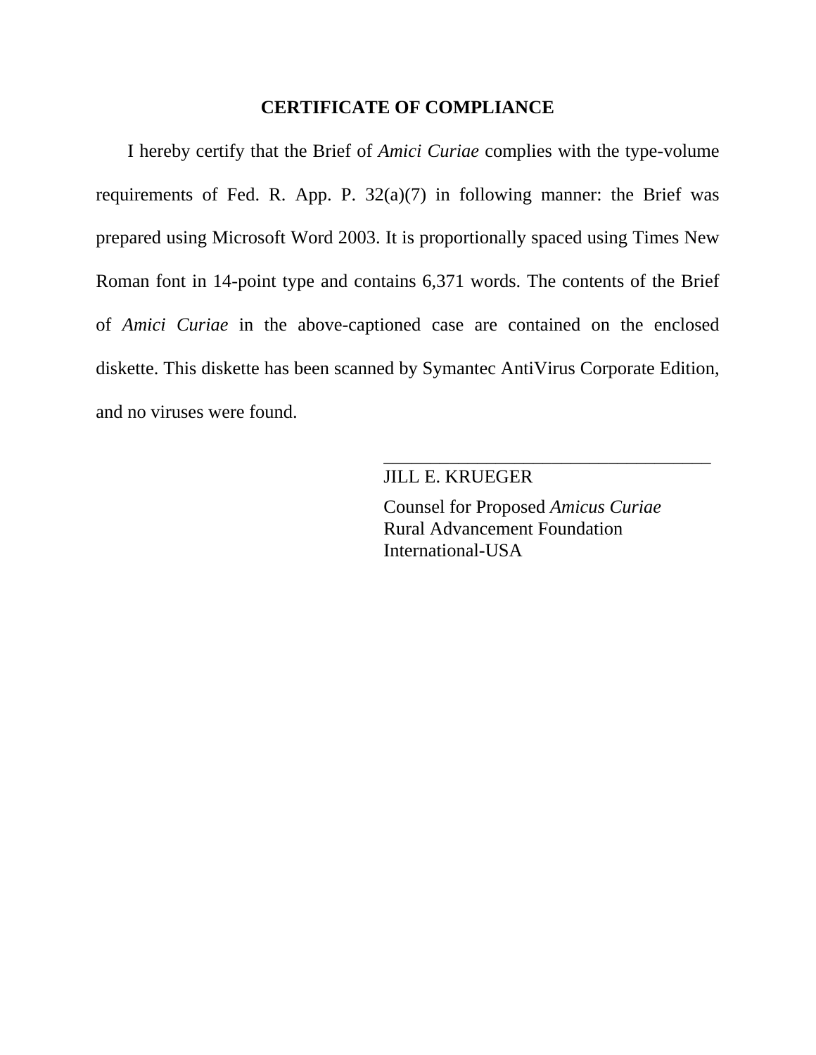## CERTIFICATE OF COMPLIANCE

I hereby certify that the Brief of *Amici Curiae* complies with the type-volume requirements of Fed. R. App. P. 32(a)(7) in following manner: the Brief was prepared using Microsoft Word 2003. It is proportionally spaced using Times New Roman font in 14-point type and contains 6,371 words. The contents of the Brief of *Amici Curiae* in the above-captioned case are contained on the enclosed diskette. This diskette has been scanned by Symantec AntiVirus Corporate Edition, and no viruses were found.

\_\_\_\_\_\_\_\_\_\_\_\_\_\_\_\_\_\_\_\_\_\_\_\_\_\_\_\_\_\_\_\_\_\_\_\_

JILL E. KRUEGER

Counsel for Proposed *Amicus Curiae*
Rural Advancement Foundation
International-USA